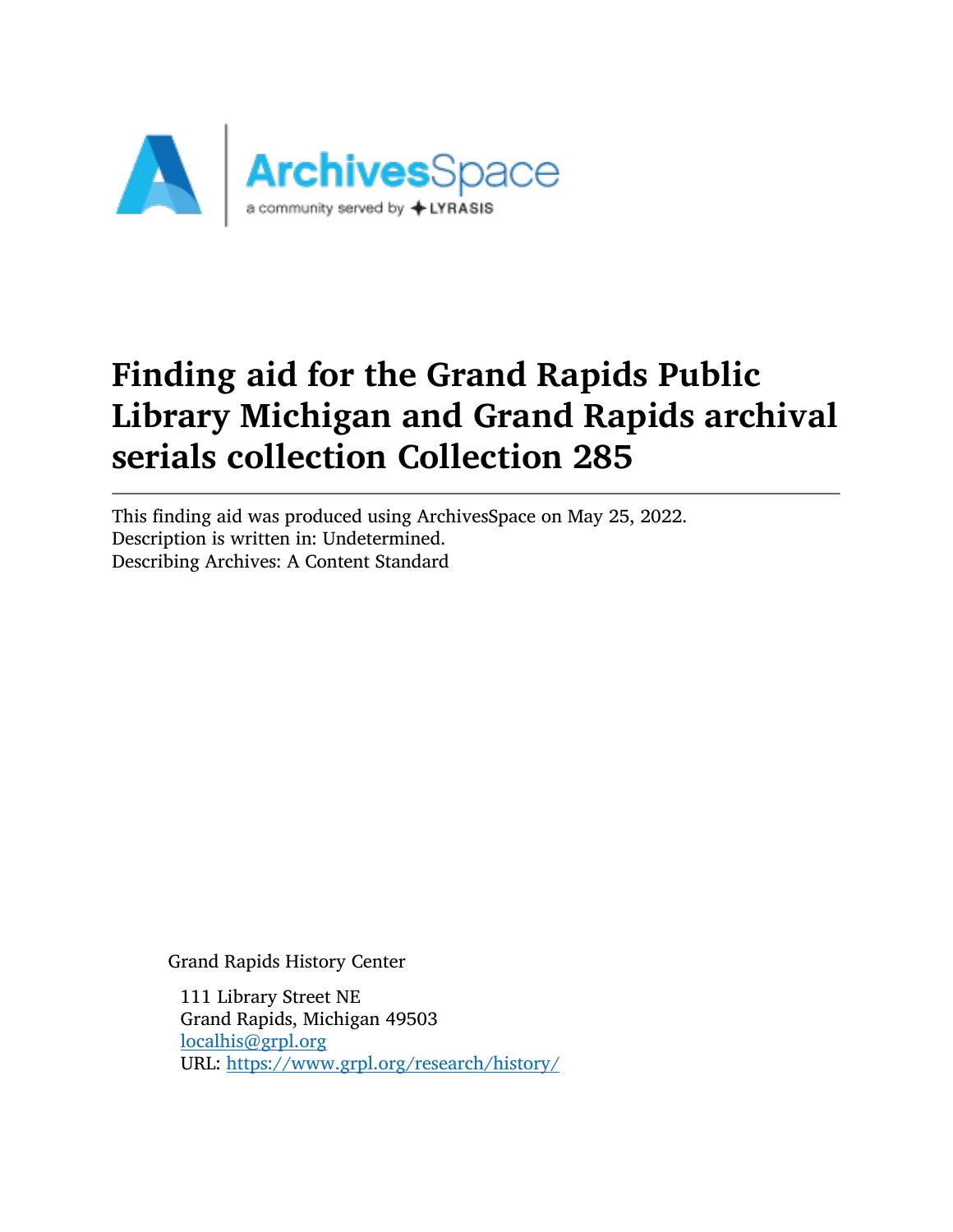# Finding aid for the Grand Rapids Public Library Michigan and Grand Rapids archival serials collection Collection 285

This finding aid was produced using ArchivesSpace on May 25, 2022.
Description is written in: Undetermined.
Describing Archives: A Content Standard

Grand Rapids History Center

111 Library Street NE
Grand Rapids, Michigan 49503
localhis@grpl.org
URL: https://www.grpl.org/research/history/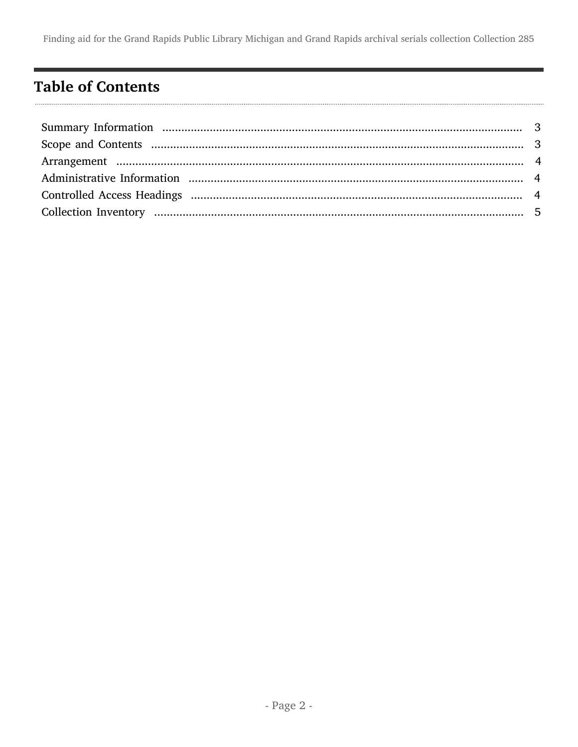## Table of Contents

| | |
|---|---|
| Summary Information | 3 |
| Scope and Contents | 3 |
| Arrangement | 4 |
| Administrative Information | 4 |
| Controlled Access Headings | 4 |
| Collection Inventory | 5 |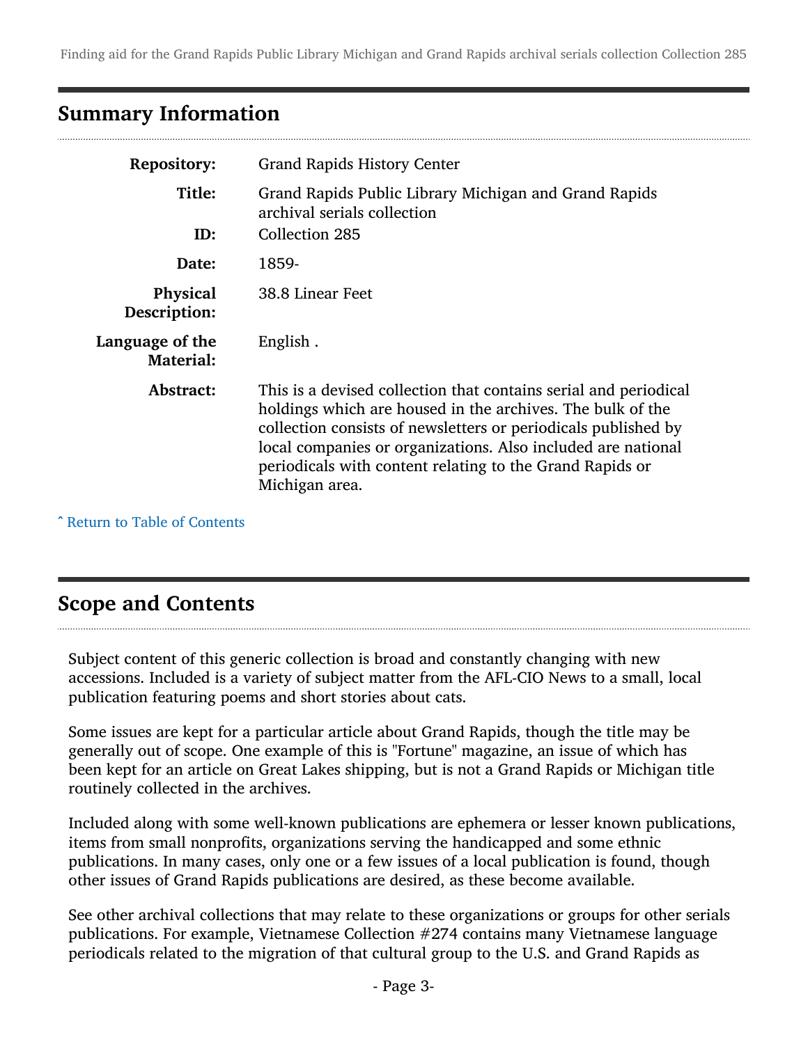## Summary Information

| | |
|---|---|
| **Repository:** | Grand Rapids History Center |
| **Title:** | Grand Rapids Public Library Michigan and Grand Rapids archival serials collection |
| **ID:** | Collection 285 |
| **Date:** | 1859- |
| **Physical Description:** | 38.8 Linear Feet |
| **Language of the Material:** | English . |
| **Abstract:** | This is a devised collection that contains serial and periodical holdings which are housed in the archives. The bulk of the collection consists of newsletters or periodicals published by local companies or organizations. Also included are national periodicals with content relating to the Grand Rapids or Michigan area. |

ˆ Return to Table of Contents

## Scope and Contents

Subject content of this generic collection is broad and constantly changing with new accessions. Included is a variety of subject matter from the AFL-CIO News to a small, local publication featuring poems and short stories about cats.

Some issues are kept for a particular article about Grand Rapids, though the title may be generally out of scope. One example of this is "Fortune" magazine, an issue of which has been kept for an article on Great Lakes shipping, but is not a Grand Rapids or Michigan title routinely collected in the archives.

Included along with some well-known publications are ephemera or lesser known publications, items from small nonprofits, organizations serving the handicapped and some ethnic publications. In many cases, only one or a few issues of a local publication is found, though other issues of Grand Rapids publications are desired, as these become available.

See other archival collections that may relate to these organizations or groups for other serials publications. For example, Vietnamese Collection #274 contains many Vietnamese language periodicals related to the migration of that cultural group to the U.S. and Grand Rapids as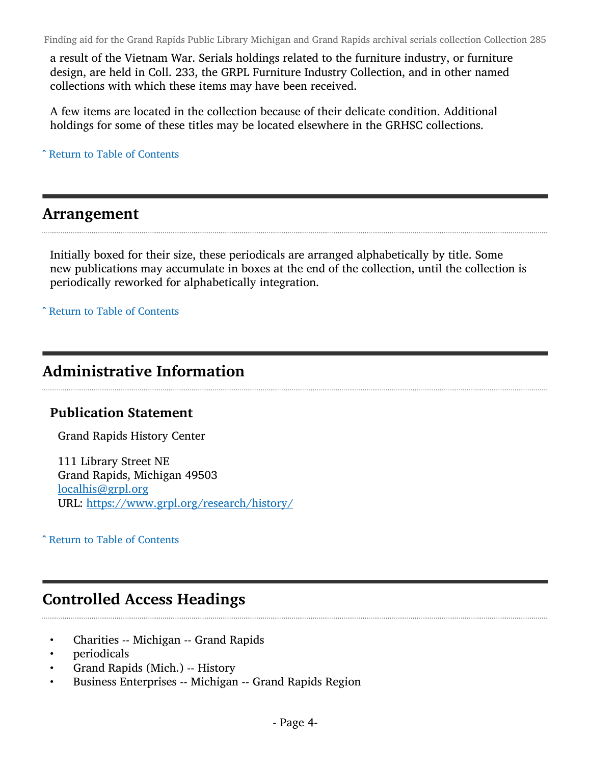a result of the Vietnam War. Serials holdings related to the furniture industry, or furniture design, are held in Coll. 233, the GRPL Furniture Industry Collection, and in other named collections with which these items may have been received.

A few items are located in the collection because of their delicate condition. Additional holdings for some of these titles may be located elsewhere in the GRHSC collections.

ˆ Return to Table of Contents

## Arrangement

Initially boxed for their size, these periodicals are arranged alphabetically by title. Some new publications may accumulate in boxes at the end of the collection, until the collection is periodically reworked for alphabetically integration.

ˆ Return to Table of Contents

## Administrative Information

### Publication Statement

Grand Rapids History Center

111 Library Street NE
Grand Rapids, Michigan 49503
localhis@grpl.org
URL: https://www.grpl.org/research/history/

ˆ Return to Table of Contents

## Controlled Access Headings

- Charities -- Michigan -- Grand Rapids
- periodicals
- Grand Rapids (Mich.) -- History
- Business Enterprises -- Michigan -- Grand Rapids Region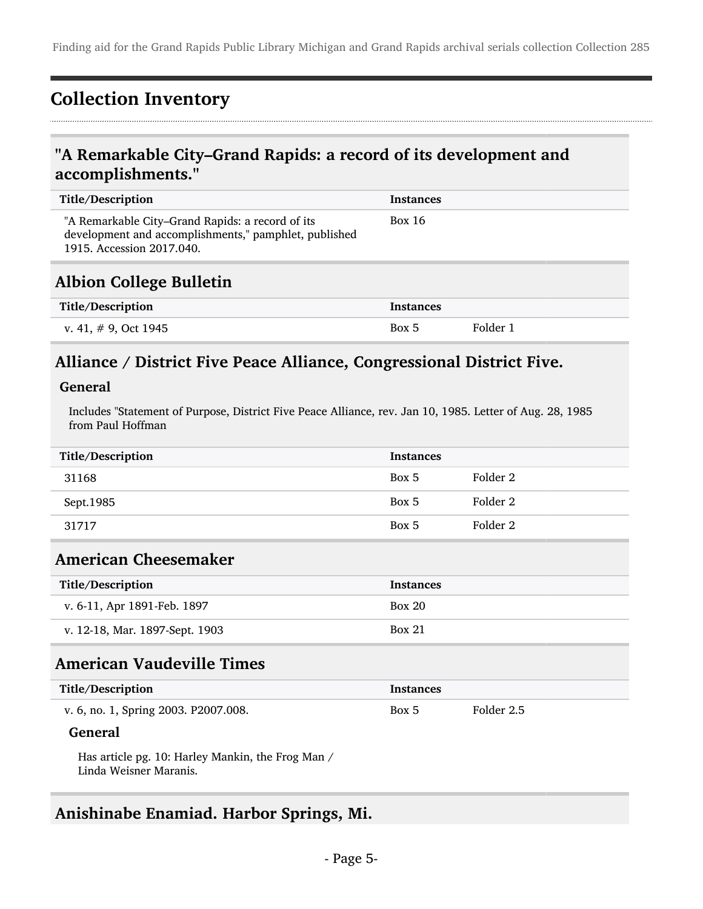# Collection Inventory

## "A Remarkable City–Grand Rapids: a record of its development and accomplishments."

| Title/Description | Instances | |
|---|---|---|
| "A Remarkable City–Grand Rapids: a record of its development and accomplishments," pamphlet, published 1915. Accession 2017.040. | Box 16 | |

## Albion College Bulletin

| Title/Description | Instances | |
|---|---|---|
| v. 41, # 9, Oct 1945 | Box 5 | Folder 1 |

## Alliance / District Five Peace Alliance, Congressional District Five.

### General

Includes "Statement of Purpose, District Five Peace Alliance, rev. Jan 10, 1985. Letter of Aug. 28, 1985 from Paul Hoffman

| Title/Description | Instances | |
|---|---|---|
| 31168 | Box 5 | Folder 2 |
| Sept.1985 | Box 5 | Folder 2 |
| 31717 | Box 5 | Folder 2 |

## American Cheesemaker

| Title/Description | Instances | |
|---|---|---|
| v. 6-11, Apr 1891-Feb. 1897 | Box 20 | |
| v. 12-18, Mar. 1897-Sept. 1903 | Box 21 | |

## American Vaudeville Times

| Title/Description | Instances | |
|---|---|---|
| v. 6, no. 1, Spring 2003. P2007.008. | Box 5 | Folder 2.5 |

### General

Has article pg. 10: Harley Mankin, the Frog Man / Linda Weisner Maranis.

## Anishinabe Enamiad. Harbor Springs, Mi.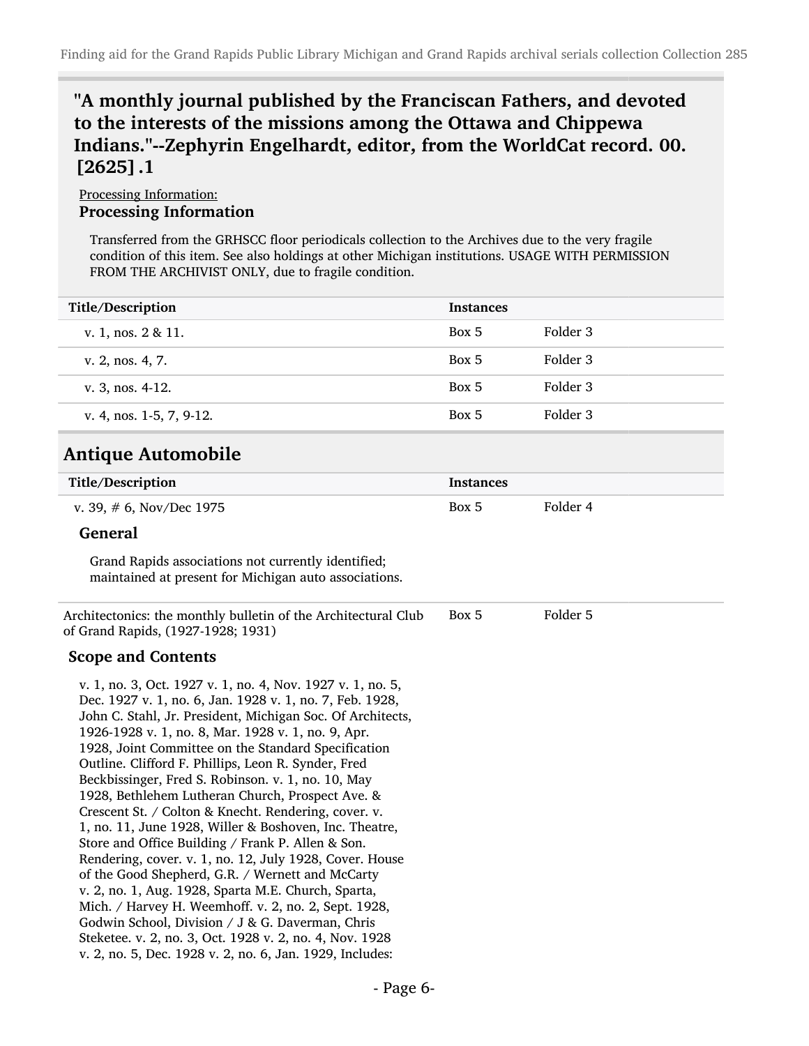## "A monthly journal published by the Franciscan Fathers, and devoted to the interests of the missions among the Ottawa and Chippewa Indians."--Zephyrin Engelhardt, editor, from the WorldCat record. 00. [2625] .1

Processing Information:

**Processing Information**

Transferred from the GRHSCC floor periodicals collection to the Archives due to the very fragile condition of this item. See also holdings at other Michigan institutions. USAGE WITH PERMISSION FROM THE ARCHIVIST ONLY, due to fragile condition.

| Title/Description | Instances | |
|---|---|---|
| v. 1, nos. 2 & 11. | Box 5 | Folder 3 |
| v. 2, nos. 4, 7. | Box 5 | Folder 3 |
| v. 3, nos. 4-12. | Box 5 | Folder 3 |
| v. 4, nos. 1-5, 7, 9-12. | Box 5 | Folder 3 |

## Antique Automobile

| Title/Description | Instances | |
|---|---|---|
| v. 39, # 6, Nov/Dec 1975 | Box 5 | Folder 4 |

### General

Grand Rapids associations not currently identified; maintained at present for Michigan auto associations.

| Title/Description | Instances | |
|---|---|---|
| Architectonics: the monthly bulletin of the Architectural Club of Grand Rapids, (1927-1928; 1931) | Box 5 | Folder 5 |

### Scope and Contents

v. 1, no. 3, Oct. 1927 v. 1, no. 4, Nov. 1927 v. 1, no. 5, Dec. 1927 v. 1, no. 6, Jan. 1928 v. 1, no. 7, Feb. 1928, John C. Stahl, Jr. President, Michigan Soc. Of Architects, 1926-1928 v. 1, no. 8, Mar. 1928 v. 1, no. 9, Apr. 1928, Joint Committee on the Standard Specification Outline. Clifford F. Phillips, Leon R. Synder, Fred Beckbissinger, Fred S. Robinson. v. 1, no. 10, May 1928, Bethlehem Lutheran Church, Prospect Ave. & Crescent St. / Colton & Knecht. Rendering, cover. v. 1, no. 11, June 1928, Willer & Boshoven, Inc. Theatre, Store and Office Building / Frank P. Allen & Son. Rendering, cover. v. 1, no. 12, July 1928, Cover. House of the Good Shepherd, G.R. / Wernett and McCarty v. 2, no. 1, Aug. 1928, Sparta M.E. Church, Sparta, Mich. / Harvey H. Weemhoff. v. 2, no. 2, Sept. 1928, Godwin School, Division / J & G. Daverman, Chris Steketee. v. 2, no. 3, Oct. 1928 v. 2, no. 4, Nov. 1928 v. 2, no. 5, Dec. 1928 v. 2, no. 6, Jan. 1929, Includes: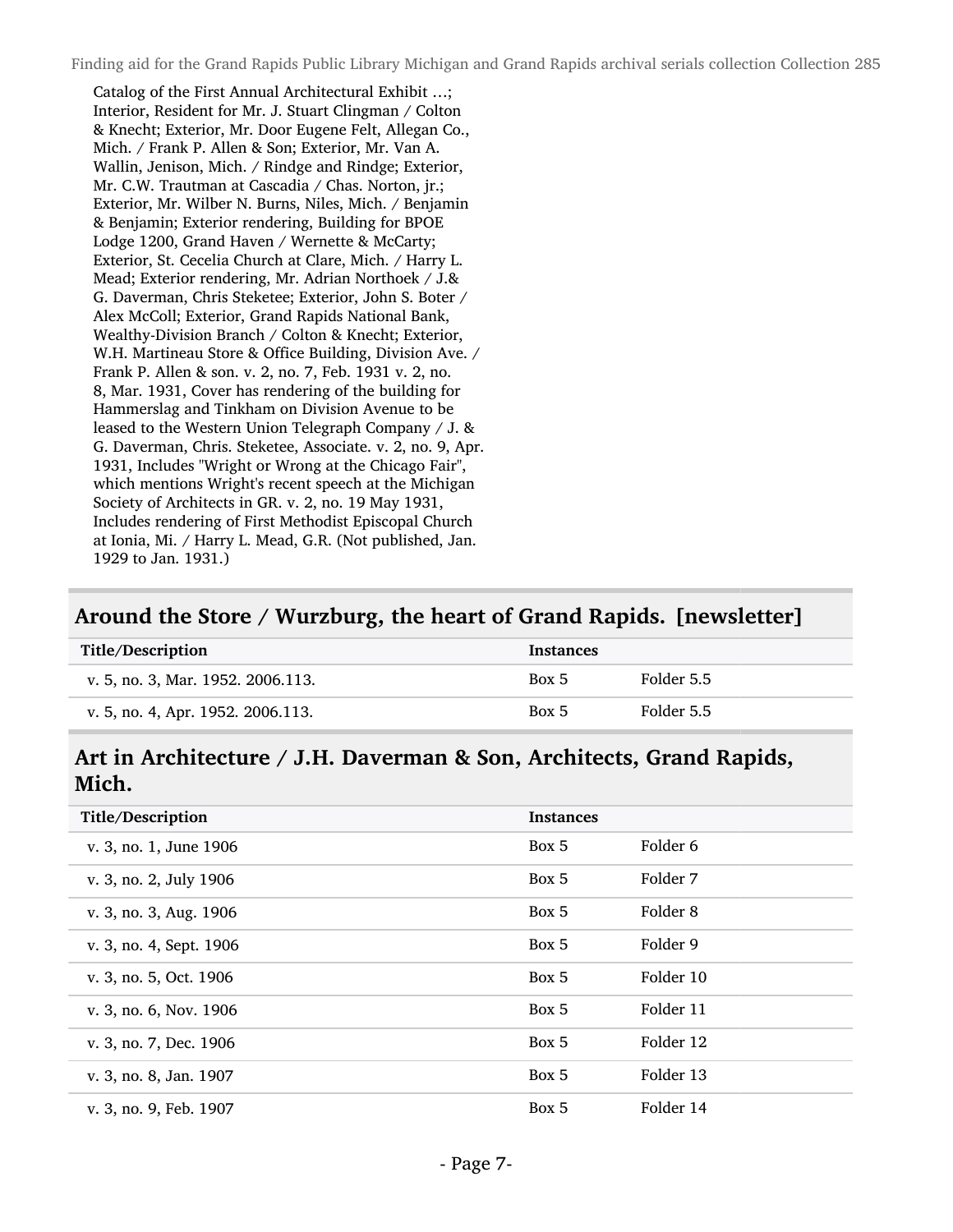Catalog of the First Annual Architectural Exhibit ...; Interior, Resident for Mr. J. Stuart Clingman / Colton & Knecht; Exterior, Mr. Door Eugene Felt, Allegan Co., Mich. / Frank P. Allen & Son; Exterior, Mr. Van A. Wallin, Jenison, Mich. / Rindge and Rindge; Exterior, Mr. C.W. Trautman at Cascadia / Chas. Norton, jr.; Exterior, Mr. Wilber N. Burns, Niles, Mich. / Benjamin & Benjamin; Exterior rendering, Building for BPOE Lodge 1200, Grand Haven / Wernette & McCarty; Exterior, St. Cecelia Church at Clare, Mich. / Harry L. Mead; Exterior rendering, Mr. Adrian Northoek / J.& G. Daverman, Chris Steketee; Exterior, John S. Boter / Alex McColl; Exterior, Grand Rapids National Bank, Wealthy-Division Branch / Colton & Knecht; Exterior, W.H. Martineau Store & Office Building, Division Ave. / Frank P. Allen & son. v. 2, no. 7, Feb. 1931 v. 2, no. 8, Mar. 1931, Cover has rendering of the building for Hammerslag and Tinkham on Division Avenue to be leased to the Western Union Telegraph Company / J. & G. Daverman, Chris. Steketee, Associate. v. 2, no. 9, Apr. 1931, Includes "Wright or Wrong at the Chicago Fair", which mentions Wright's recent speech at the Michigan Society of Architects in GR. v. 2, no. 19 May 1931, Includes rendering of First Methodist Episcopal Church at Ionia, Mi. / Harry L. Mead, G.R. (Not published, Jan. 1929 to Jan. 1931.)

## Around the Store / Wurzburg, the heart of Grand Rapids. [newsletter]

| Title/Description | Instances | |
|---|---|---|
| v. 5, no. 3, Mar. 1952. 2006.113. | Box 5 | Folder 5.5 |
| v. 5, no. 4, Apr. 1952. 2006.113. | Box 5 | Folder 5.5 |

## Art in Architecture / J.H. Daverman & Son, Architects, Grand Rapids, Mich.

| Title/Description | Instances | |
|---|---|---|
| v. 3, no. 1, June 1906 | Box 5 | Folder 6 |
| v. 3, no. 2, July 1906 | Box 5 | Folder 7 |
| v. 3, no. 3, Aug. 1906 | Box 5 | Folder 8 |
| v. 3, no. 4, Sept. 1906 | Box 5 | Folder 9 |
| v. 3, no. 5, Oct. 1906 | Box 5 | Folder 10 |
| v. 3, no. 6, Nov. 1906 | Box 5 | Folder 11 |
| v. 3, no. 7, Dec. 1906 | Box 5 | Folder 12 |
| v. 3, no. 8, Jan. 1907 | Box 5 | Folder 13 |
| v. 3, no. 9, Feb. 1907 | Box 5 | Folder 14 |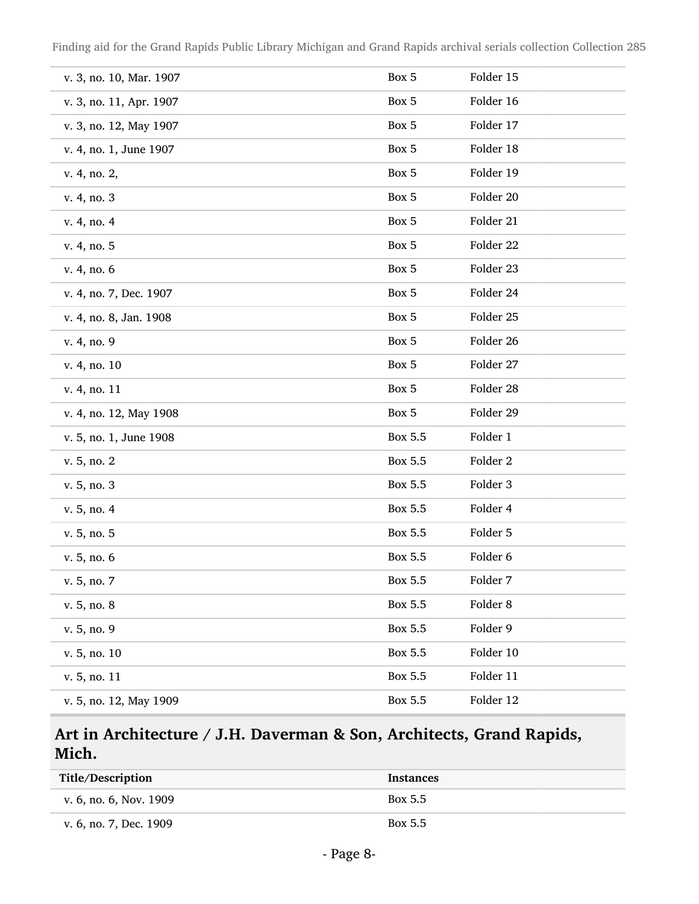| | | |
|---|---|---|
| v. 3, no. 10, Mar. 1907 | Box 5 | Folder 15 |
| v. 3, no. 11, Apr. 1907 | Box 5 | Folder 16 |
| v. 3, no. 12, May 1907 | Box 5 | Folder 17 |
| v. 4, no. 1, June 1907 | Box 5 | Folder 18 |
| v. 4, no. 2, | Box 5 | Folder 19 |
| v. 4, no. 3 | Box 5 | Folder 20 |
| v. 4, no. 4 | Box 5 | Folder 21 |
| v. 4, no. 5 | Box 5 | Folder 22 |
| v. 4, no. 6 | Box 5 | Folder 23 |
| v. 4, no. 7, Dec. 1907 | Box 5 | Folder 24 |
| v. 4, no. 8, Jan. 1908 | Box 5 | Folder 25 |
| v. 4, no. 9 | Box 5 | Folder 26 |
| v. 4, no. 10 | Box 5 | Folder 27 |
| v. 4, no. 11 | Box 5 | Folder 28 |
| v. 4, no. 12, May 1908 | Box 5 | Folder 29 |
| v. 5, no. 1, June 1908 | Box 5.5 | Folder 1 |
| v. 5, no. 2 | Box 5.5 | Folder 2 |
| v. 5, no. 3 | Box 5.5 | Folder 3 |
| v. 5, no. 4 | Box 5.5 | Folder 4 |
| v. 5, no. 5 | Box 5.5 | Folder 5 |
| v. 5, no. 6 | Box 5.5 | Folder 6 |
| v. 5, no. 7 | Box 5.5 | Folder 7 |
| v. 5, no. 8 | Box 5.5 | Folder 8 |
| v. 5, no. 9 | Box 5.5 | Folder 9 |
| v. 5, no. 10 | Box 5.5 | Folder 10 |
| v. 5, no. 11 | Box 5.5 | Folder 11 |
| v. 5, no. 12, May 1909 | Box 5.5 | Folder 12 |

## Art in Architecture / J.H. Daverman & Son, Architects, Grand Rapids, Mich.

| Title/Description | Instances |
|---|---|
| v. 6, no. 6, Nov. 1909 | Box 5.5 |
| v. 6, no. 7, Dec. 1909 | Box 5.5 |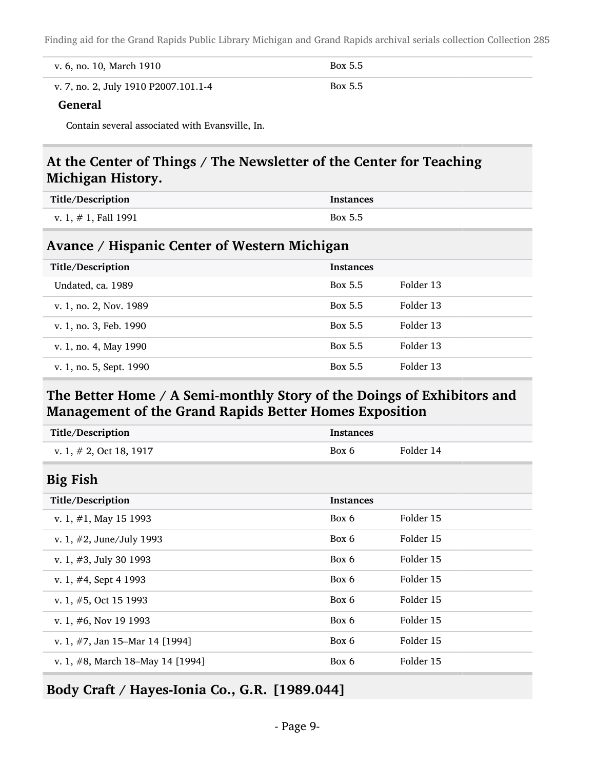| | | |
|---|---|---|
| v. 6, no. 10, March 1910 | Box 5.5 | |
| v. 7, no. 2, July 1910 P2007.101.1-4 | Box 5.5 | |

**General**

Contain several associated with Evansville, In.

## At the Center of Things / The Newsletter of the Center for Teaching Michigan History.

| Title/Description | Instances | |
|---|---|---|
| v. 1, # 1, Fall 1991 | Box 5.5 | |

## Avance / Hispanic Center of Western Michigan

| Title/Description | Instances | |
|---|---|---|
| Undated, ca. 1989 | Box 5.5 | Folder 13 |
| v. 1, no. 2, Nov. 1989 | Box 5.5 | Folder 13 |
| v. 1, no. 3, Feb. 1990 | Box 5.5 | Folder 13 |
| v. 1, no. 4, May 1990 | Box 5.5 | Folder 13 |
| v. 1, no. 5, Sept. 1990 | Box 5.5 | Folder 13 |

## The Better Home / A Semi-monthly Story of the Doings of Exhibitors and Management of the Grand Rapids Better Homes Exposition

| Title/Description | Instances | |
|---|---|---|
| v. 1, # 2, Oct 18, 1917 | Box 6 | Folder 14 |

## Big Fish

| Title/Description | Instances | |
|---|---|---|
| v. 1, #1, May 15 1993 | Box 6 | Folder 15 |
| v. 1, #2, June/July 1993 | Box 6 | Folder 15 |
| v. 1, #3, July 30 1993 | Box 6 | Folder 15 |
| v. 1, #4, Sept 4 1993 | Box 6 | Folder 15 |
| v. 1, #5, Oct 15 1993 | Box 6 | Folder 15 |
| v. 1, #6, Nov 19 1993 | Box 6 | Folder 15 |
| v. 1, #7, Jan 15–Mar 14 [1994] | Box 6 | Folder 15 |
| v. 1, #8, March 18–May 14 [1994] | Box 6 | Folder 15 |

## Body Craft / Hayes-Ionia Co., G.R. [1989.044]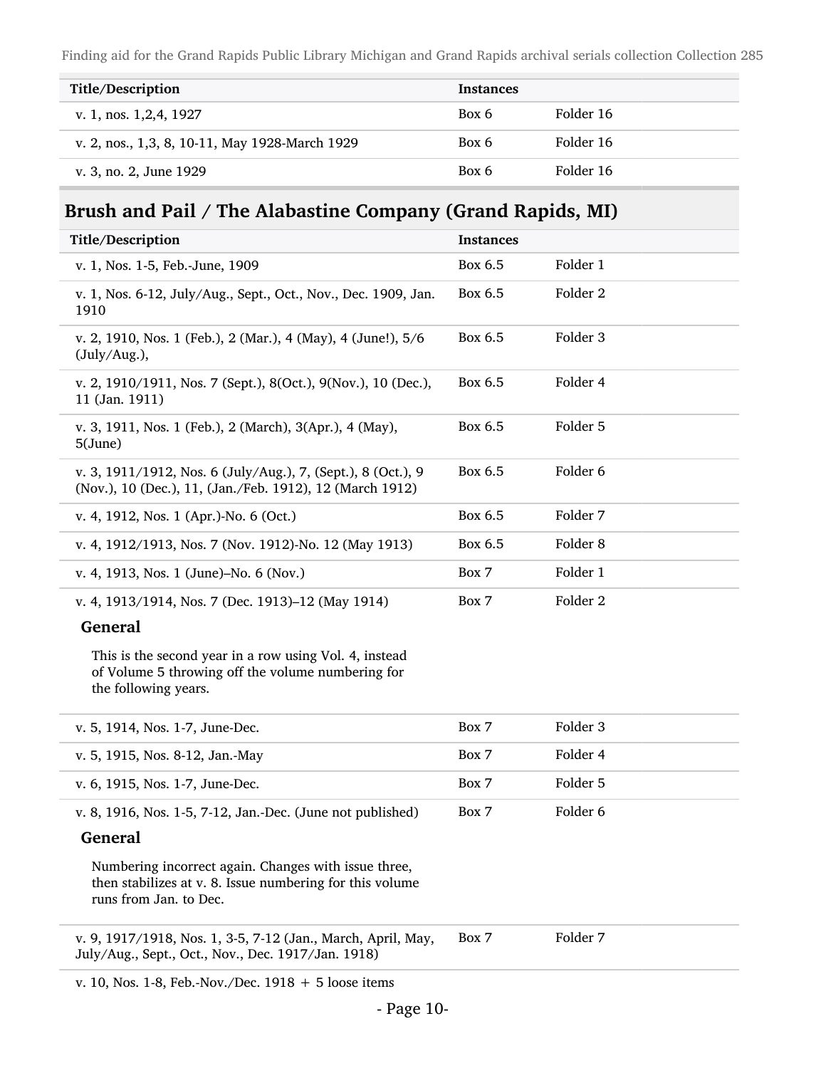| Title/Description | Instances | |
|---|---|---|
| v. 1, nos. 1,2,4, 1927 | Box 6 | Folder 16 |
| v. 2, nos., 1,3, 8, 10-11, May 1928-March 1929 | Box 6 | Folder 16 |
| v. 3, no. 2, June 1929 | Box 6 | Folder 16 |

## Brush and Pail / The Alabastine Company (Grand Rapids, MI)

| Title/Description | Instances | |
|---|---|---|
| v. 1, Nos. 1-5, Feb.-June, 1909 | Box 6.5 | Folder 1 |
| v. 1, Nos. 6-12, July/Aug., Sept., Oct., Nov., Dec. 1909, Jan. 1910 | Box 6.5 | Folder 2 |
| v. 2, 1910, Nos. 1 (Feb.), 2 (Mar.), 4 (May), 4 (June!), 5/6 (July/Aug.), | Box 6.5 | Folder 3 |
| v. 2, 1910/1911, Nos. 7 (Sept.), 8(Oct.), 9(Nov.), 10 (Dec.), 11 (Jan. 1911) | Box 6.5 | Folder 4 |
| v. 3, 1911, Nos. 1 (Feb.), 2 (March), 3(Apr.), 4 (May), 5(June) | Box 6.5 | Folder 5 |
| v. 3, 1911/1912, Nos. 6 (July/Aug.), 7, (Sept.), 8 (Oct.), 9 (Nov.), 10 (Dec.), 11, (Jan./Feb. 1912), 12 (March 1912) | Box 6.5 | Folder 6 |
| v. 4, 1912, Nos. 1 (Apr.)-No. 6 (Oct.) | Box 6.5 | Folder 7 |
| v. 4, 1912/1913, Nos. 7 (Nov. 1912)-No. 12 (May 1913) | Box 6.5 | Folder 8 |
| v. 4, 1913, Nos. 1 (June)–No. 6 (Nov.) | Box 7 | Folder 1 |
| v. 4, 1913/1914, Nos. 7 (Dec. 1913)–12 (May 1914)<br>**General**<br>This is the second year in a row using Vol. 4, instead of Volume 5 throwing off the volume numbering for the following years. | Box 7 | Folder 2 |
| v. 5, 1914, Nos. 1-7, June-Dec. | Box 7 | Folder 3 |
| v. 5, 1915, Nos. 8-12, Jan.-May | Box 7 | Folder 4 |
| v. 6, 1915, Nos. 1-7, June-Dec. | Box 7 | Folder 5 |
| v. 8, 1916, Nos. 1-5, 7-12, Jan.-Dec. (June not published)<br>**General**<br>Numbering incorrect again. Changes with issue three, then stabilizes at v. 8. Issue numbering for this volume runs from Jan. to Dec. | Box 7 | Folder 6 |
| v. 9, 1917/1918, Nos. 1, 3-5, 7-12 (Jan., March, April, May, July/Aug., Sept., Oct., Nov., Dec. 1917/Jan. 1918) | Box 7 | Folder 7 |
| v. 10, Nos. 1-8, Feb.-Nov./Dec. 1918 + 5 loose items | | |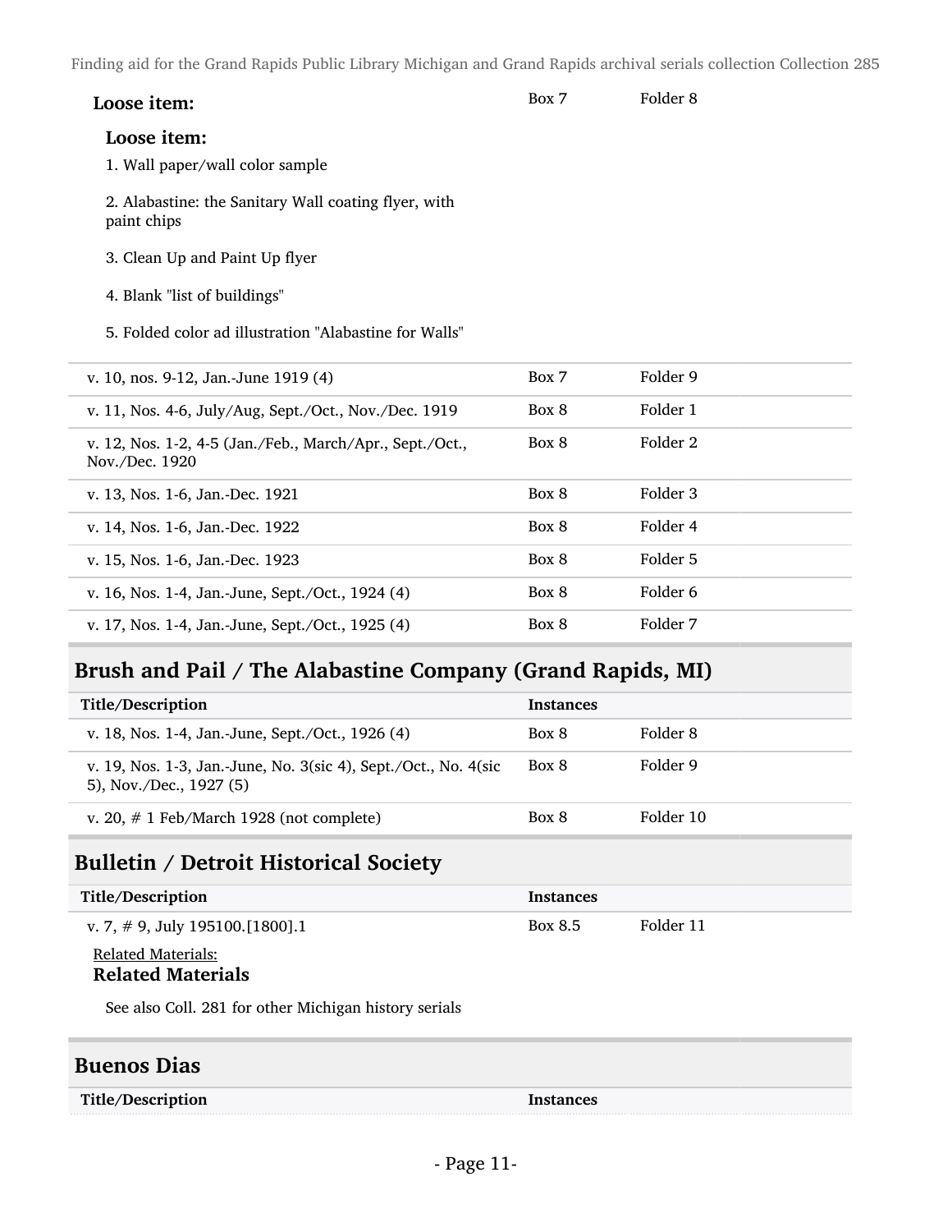| | | |
|---|---|---|
| **Loose item:** | Box 7 | Folder 8 |

**Loose item:**

1. Wall paper/wall color sample
2. Alabastine: the Sanitary Wall coating flyer, with paint chips
3. Clean Up and Paint Up flyer
4. Blank "list of buildings"
5. Folded color ad illustration "Alabastine for Walls"

| | | |
|---|---|---|
| v. 10, nos. 9-12, Jan.-June 1919 (4) | Box 7 | Folder 9 |
| v. 11, Nos. 4-6, July/Aug, Sept./Oct., Nov./Dec. 1919 | Box 8 | Folder 1 |
| v. 12, Nos. 1-2, 4-5 (Jan./Feb., March/Apr., Sept./Oct., Nov./Dec. 1920 | Box 8 | Folder 2 |
| v. 13, Nos. 1-6, Jan.-Dec. 1921 | Box 8 | Folder 3 |
| v. 14, Nos. 1-6, Jan.-Dec. 1922 | Box 8 | Folder 4 |
| v. 15, Nos. 1-6, Jan.-Dec. 1923 | Box 8 | Folder 5 |
| v. 16, Nos. 1-4, Jan.-June, Sept./Oct., 1924 (4) | Box 8 | Folder 6 |
| v. 17, Nos. 1-4, Jan.-June, Sept./Oct., 1925 (4) | Box 8 | Folder 7 |

## Brush and Pail / The Alabastine Company (Grand Rapids, MI)

| Title/Description | Instances | |
|---|---|---|
| v. 18, Nos. 1-4, Jan.-June, Sept./Oct., 1926 (4) | Box 8 | Folder 8 |
| v. 19, Nos. 1-3, Jan.-June, No. 3(sic 4), Sept./Oct., No. 4(sic 5), Nov./Dec., 1927 (5) | Box 8 | Folder 9 |
| v. 20, # 1 Feb/March 1928 (not complete) | Box 8 | Folder 10 |

## Bulletin / Detroit Historical Society

| Title/Description | Instances | |
|---|---|---|
| v. 7, # 9, July 195100.[1800].1 | Box 8.5 | Folder 11 |

Related Materials:

**Related Materials**

See also Coll. 281 for other Michigan history serials

## Buenos Dias

| Title/Description | Instances |
|---|---|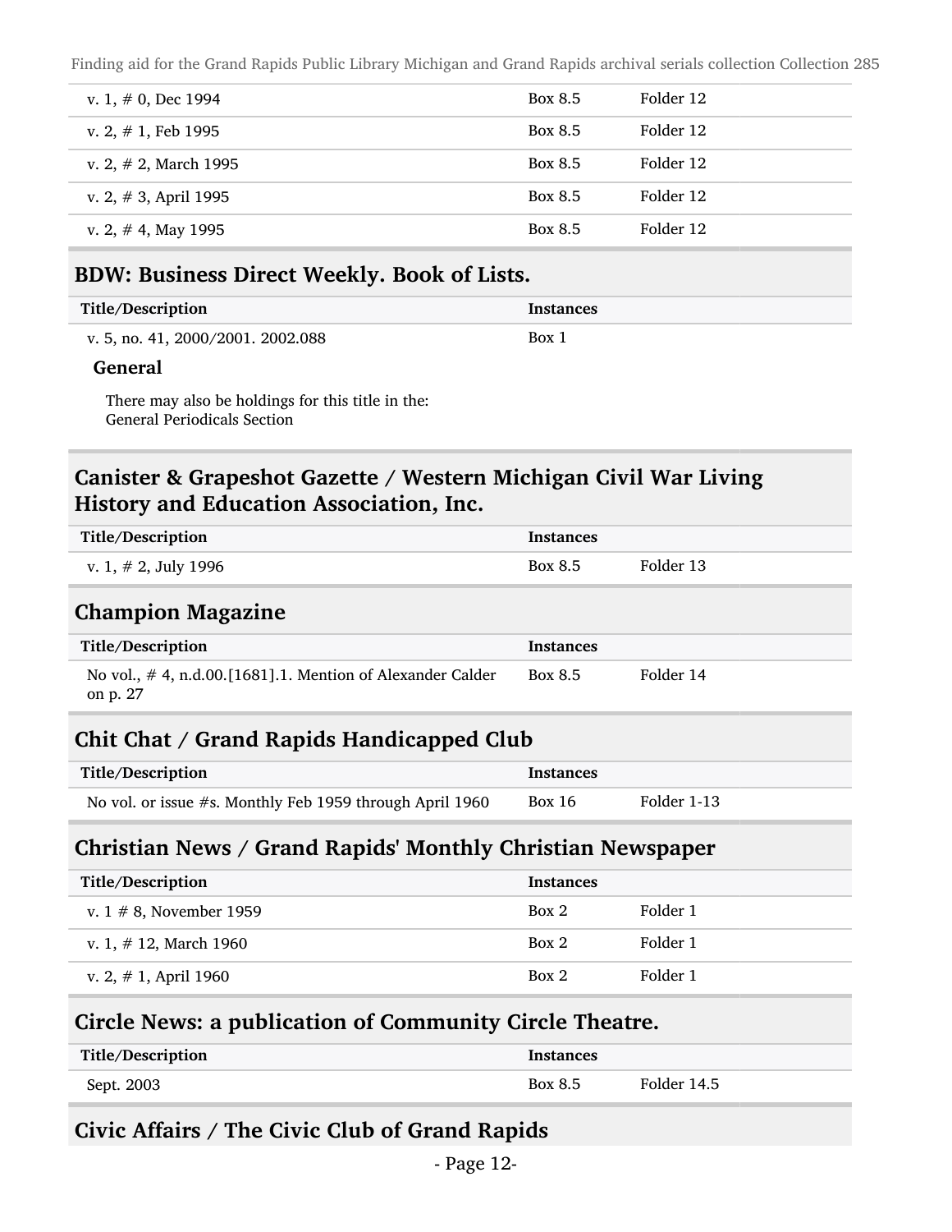| | | |
|---|---|---|
| v. 1, # 0, Dec 1994 | Box 8.5 | Folder 12 |
| v. 2, # 1, Feb 1995 | Box 8.5 | Folder 12 |
| v. 2, # 2, March 1995 | Box 8.5 | Folder 12 |
| v. 2, # 3, April 1995 | Box 8.5 | Folder 12 |
| v. 2, # 4, May 1995 | Box 8.5 | Folder 12 |

## BDW: Business Direct Weekly. Book of Lists.

| Title/Description | Instances |
|---|---|
| v. 5, no. 41, 2000/2001. 2002.088 | Box 1 |

### General

There may also be holdings for this title in the:
General Periodicals Section

## Canister & Grapeshot Gazette / Western Michigan Civil War Living History and Education Association, Inc.

| Title/Description | Instances | |
|---|---|---|
| v. 1, # 2, July 1996 | Box 8.5 | Folder 13 |

## Champion Magazine

| Title/Description | Instances | |
|---|---|---|
| No vol., # 4, n.d.00.[1681].1. Mention of Alexander Calder on p. 27 | Box 8.5 | Folder 14 |

## Chit Chat / Grand Rapids Handicapped Club

| Title/Description | Instances | |
|---|---|---|
| No vol. or issue #s. Monthly Feb 1959 through April 1960 | Box 16 | Folder 1-13 |

## Christian News / Grand Rapids' Monthly Christian Newspaper

| Title/Description | Instances | |
|---|---|---|
| v. 1 # 8, November 1959 | Box 2 | Folder 1 |
| v. 1, # 12, March 1960 | Box 2 | Folder 1 |
| v. 2, # 1, April 1960 | Box 2 | Folder 1 |

## Circle News: a publication of Community Circle Theatre.

| Title/Description | Instances | |
|---|---|---|
| Sept. 2003 | Box 8.5 | Folder 14.5 |

## Civic Affairs / The Civic Club of Grand Rapids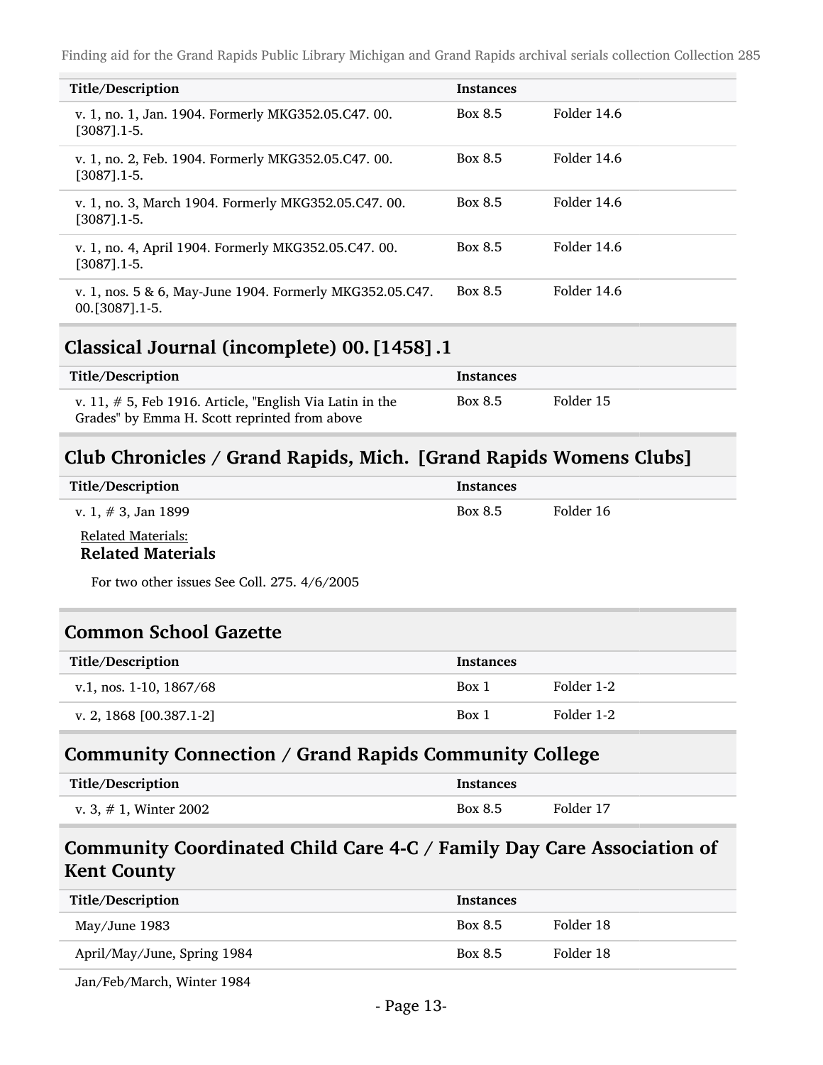| Title/Description | Instances | |
|---|---|---|
| v. 1, no. 1, Jan. 1904. Formerly MKG352.05.C47. 00.[3087].1-5. | Box 8.5 | Folder 14.6 |
| v. 1, no. 2, Feb. 1904. Formerly MKG352.05.C47. 00.[3087].1-5. | Box 8.5 | Folder 14.6 |
| v. 1, no. 3, March 1904. Formerly MKG352.05.C47. 00.[3087].1-5. | Box 8.5 | Folder 14.6 |
| v. 1, no. 4, April 1904. Formerly MKG352.05.C47. 00.[3087].1-5. | Box 8.5 | Folder 14.6 |
| v. 1, nos. 5 & 6, May-June 1904. Formerly MKG352.05.C47. 00.[3087].1-5. | Box 8.5 | Folder 14.6 |

## Classical Journal (incomplete) 00. [1458] .1

| Title/Description | Instances | |
|---|---|---|
| v. 11, # 5, Feb 1916. Article, "English Via Latin in the Grades" by Emma H. Scott reprinted from above | Box 8.5 | Folder 15 |

## Club Chronicles / Grand Rapids, Mich. [Grand Rapids Womens Clubs]

| Title/Description | Instances | |
|---|---|---|
| v. 1, # 3, Jan 1899 | Box 8.5 | Folder 16 |

Related Materials:

**Related Materials**

For two other issues See Coll. 275. 4/6/2005

## Common School Gazette

| Title/Description | Instances | |
|---|---|---|
| v.1, nos. 1-10, 1867/68 | Box 1 | Folder 1-2 |
| v. 2, 1868 [00.387.1-2] | Box 1 | Folder 1-2 |

## Community Connection / Grand Rapids Community College

| Title/Description | Instances | |
|---|---|---|
| v. 3, # 1, Winter 2002 | Box 8.5 | Folder 17 |

## Community Coordinated Child Care 4-C / Family Day Care Association of Kent County

| Title/Description | Instances | |
|---|---|---|
| May/June 1983 | Box 8.5 | Folder 18 |
| April/May/June, Spring 1984 | Box 8.5 | Folder 18 |
| Jan/Feb/March, Winter 1984 | | |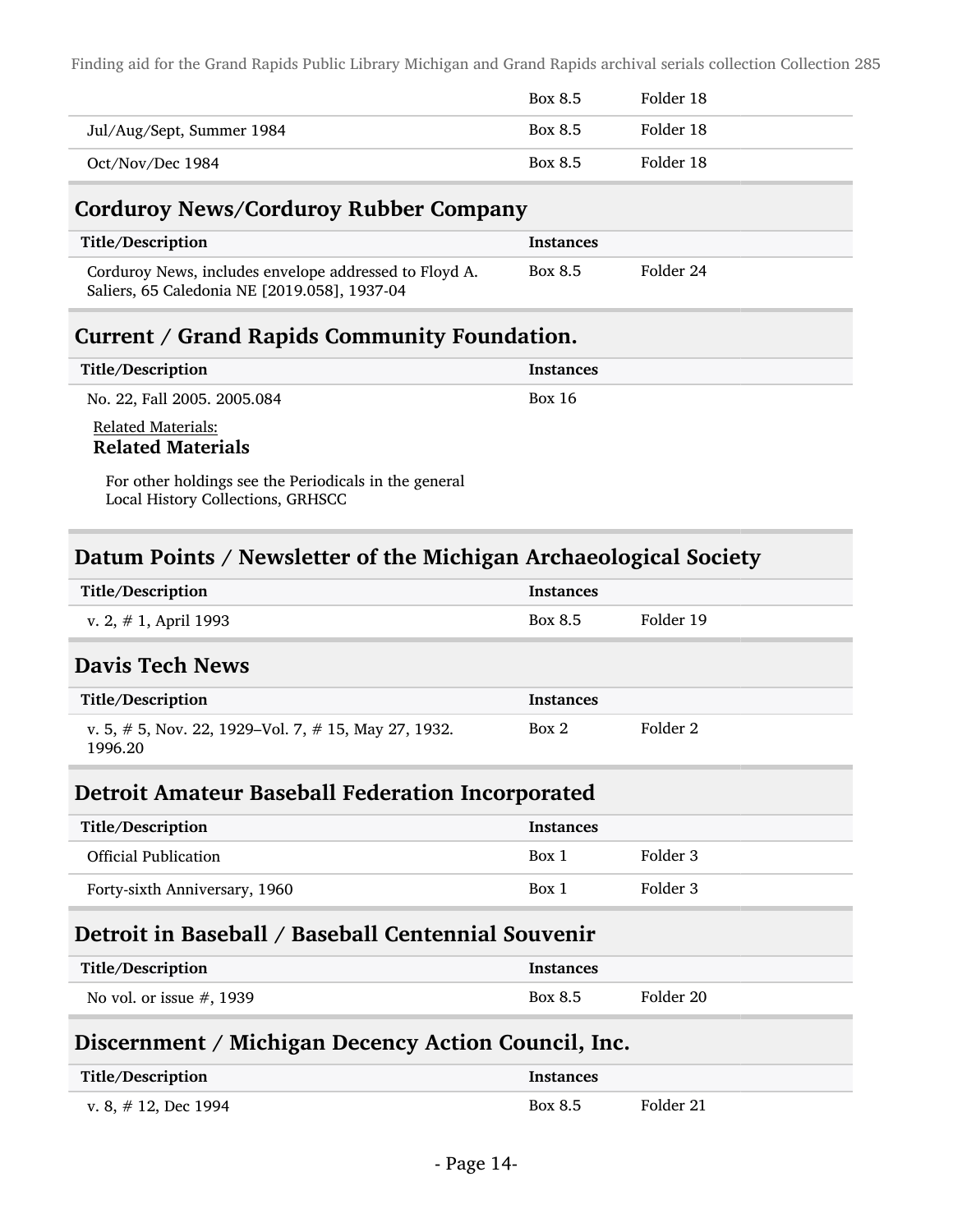| | | |
|---|---|---|
| | Box 8.5 | Folder 18 |
| Jul/Aug/Sept, Summer 1984 | Box 8.5 | Folder 18 |
| Oct/Nov/Dec 1984 | Box 8.5 | Folder 18 |

## Corduroy News/Corduroy Rubber Company

| Title/Description | Instances | |
|---|---|---|
| Corduroy News, includes envelope addressed to Floyd A. Saliers, 65 Caledonia NE [2019.058], 1937-04 | Box 8.5 | Folder 24 |

## Current / Grand Rapids Community Foundation.

| Title/Description | Instances |
|---|---|
| No. 22, Fall 2005. 2005.084 | Box 16 |

Related Materials:

**Related Materials**

For other holdings see the Periodicals in the general Local History Collections, GRHSCC

## Datum Points / Newsletter of the Michigan Archaeological Society

| Title/Description | Instances | |
|---|---|---|
| v. 2, # 1, April 1993 | Box 8.5 | Folder 19 |

## Davis Tech News

| Title/Description | Instances | |
|---|---|---|
| v. 5, # 5, Nov. 22, 1929–Vol. 7, # 15, May 27, 1932. 1996.20 | Box 2 | Folder 2 |

## Detroit Amateur Baseball Federation Incorporated

| Title/Description | Instances | |
|---|---|---|
| Official Publication | Box 1 | Folder 3 |
| Forty-sixth Anniversary, 1960 | Box 1 | Folder 3 |

## Detroit in Baseball / Baseball Centennial Souvenir

| Title/Description | Instances | |
|---|---|---|
| No vol. or issue #, 1939 | Box 8.5 | Folder 20 |

## Discernment / Michigan Decency Action Council, Inc.

| Title/Description | Instances | |
|---|---|---|
| v. 8, # 12, Dec 1994 | Box 8.5 | Folder 21 |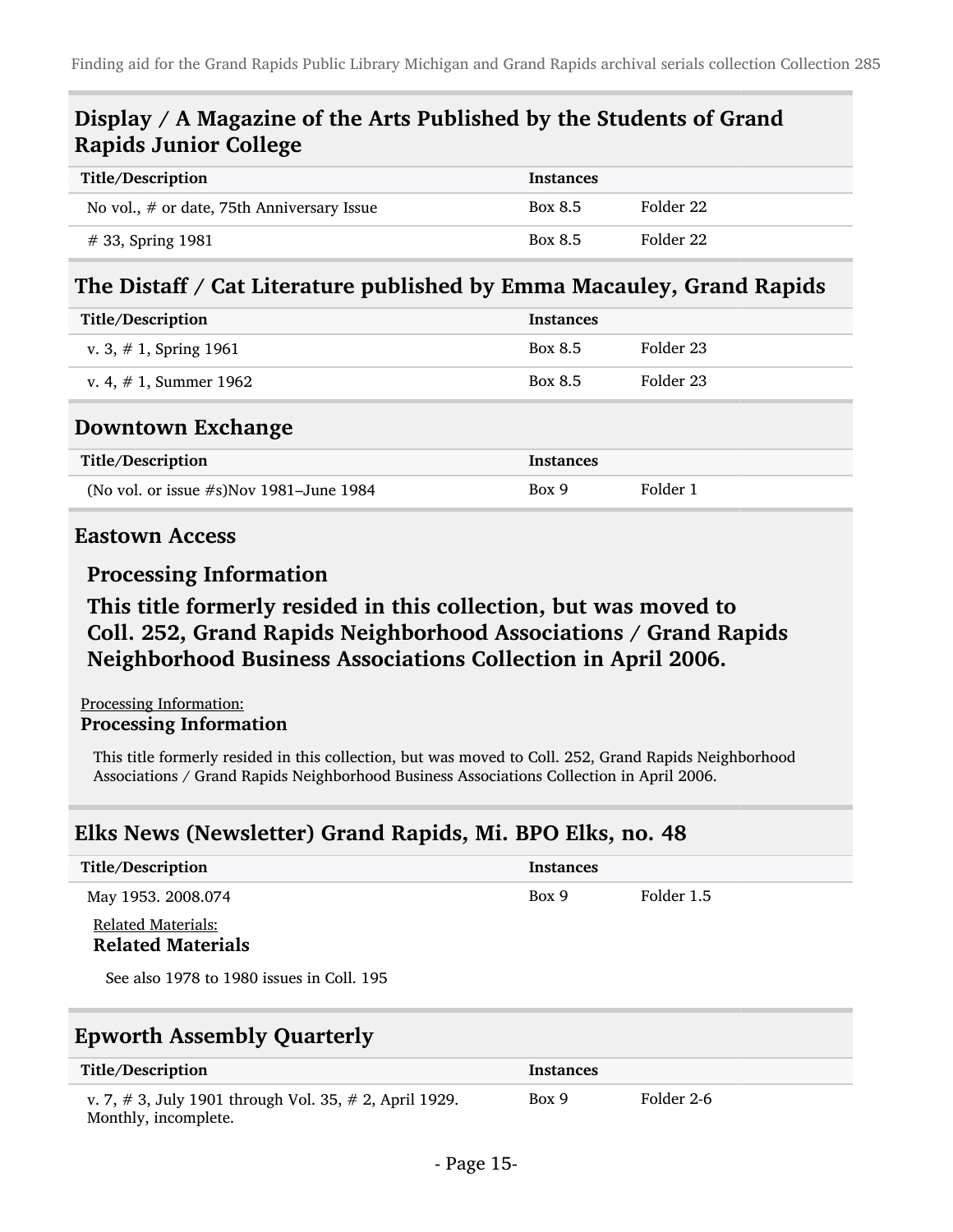## Display / A Magazine of the Arts Published by the Students of Grand Rapids Junior College

| Title/Description | Instances | |
|---|---|---|
| No vol., # or date, 75th Anniversary Issue | Box 8.5 | Folder 22 |
| # 33, Spring 1981 | Box 8.5 | Folder 22 |

## The Distaff / Cat Literature published by Emma Macauley, Grand Rapids

| Title/Description | Instances | |
|---|---|---|
| v. 3, # 1, Spring 1961 | Box 8.5 | Folder 23 |
| v. 4, # 1, Summer 1962 | Box 8.5 | Folder 23 |

## Downtown Exchange

| Title/Description | Instances | |
|---|---|---|
| (No vol. or issue #s)Nov 1981–June 1984 | Box 9 | Folder 1 |

## Eastown Access

### Processing Information

### This title formerly resided in this collection, but was moved to Coll. 252, Grand Rapids Neighborhood Associations / Grand Rapids Neighborhood Business Associations Collection in April 2006.

Processing Information:

**Processing Information**

This title formerly resided in this collection, but was moved to Coll. 252, Grand Rapids Neighborhood Associations / Grand Rapids Neighborhood Business Associations Collection in April 2006.

## Elks News (Newsletter) Grand Rapids, Mi. BPO Elks, no. 48

| Title/Description | Instances | |
|---|---|---|
| May 1953. 2008.074 | Box 9 | Folder 1.5 |

Related Materials:

**Related Materials**

See also 1978 to 1980 issues in Coll. 195

## Epworth Assembly Quarterly

| Title/Description | Instances | |
|---|---|---|
| v. 7, # 3, July 1901 through Vol. 35, # 2, April 1929. Monthly, incomplete. | Box 9 | Folder 2-6 |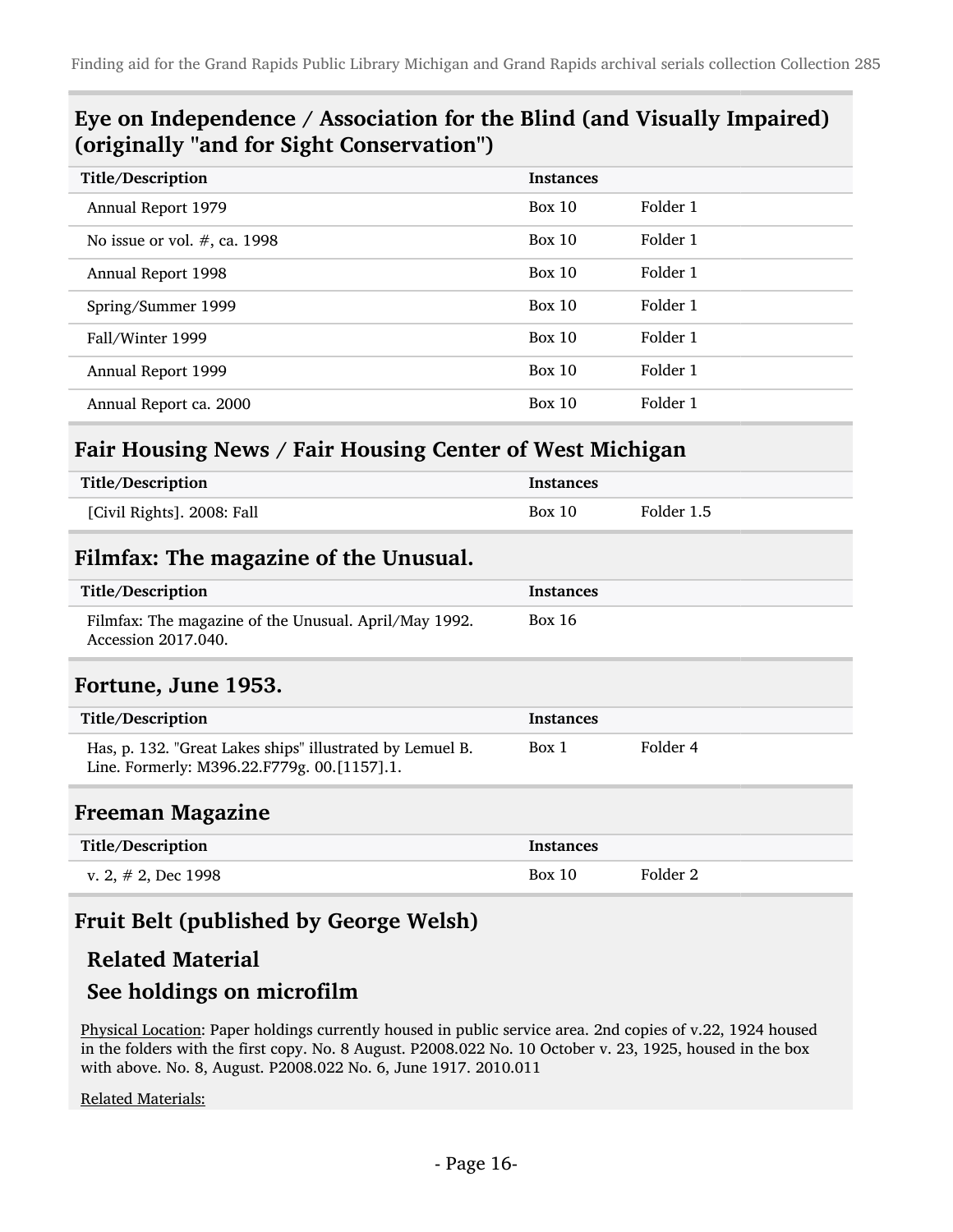## Eye on Independence / Association for the Blind (and Visually Impaired) (originally "and for Sight Conservation")

| Title/Description | Instances | |
|---|---|---|
| Annual Report 1979 | Box 10 | Folder 1 |
| No issue or vol. #, ca. 1998 | Box 10 | Folder 1 |
| Annual Report 1998 | Box 10 | Folder 1 |
| Spring/Summer 1999 | Box 10 | Folder 1 |
| Fall/Winter 1999 | Box 10 | Folder 1 |
| Annual Report 1999 | Box 10 | Folder 1 |
| Annual Report ca. 2000 | Box 10 | Folder 1 |

## Fair Housing News / Fair Housing Center of West Michigan

| Title/Description | Instances | |
|---|---|---|
| [Civil Rights]. 2008: Fall | Box 10 | Folder 1.5 |

## Filmfax: The magazine of the Unusual.

| Title/Description | Instances | |
|---|---|---|
| Filmfax: The magazine of the Unusual. April/May 1992. Accession 2017.040. | Box 16 | |

## Fortune, June 1953.

| Title/Description | Instances | |
|---|---|---|
| Has, p. 132. "Great Lakes ships" illustrated by Lemuel B. Line. Formerly: M396.22.F779g. 00.[1157].1. | Box 1 | Folder 4 |

## Freeman Magazine

| Title/Description | Instances | |
|---|---|---|
| v. 2, # 2, Dec 1998 | Box 10 | Folder 2 |

## Fruit Belt (published by George Welsh)

### Related Material

### See holdings on microfilm

Physical Location: Paper holdings currently housed in public service area. 2nd copies of v.22, 1924 housed in the folders with the first copy. No. 8 August. P2008.022 No. 10 October v. 23, 1925, housed in the box with above. No. 8, August. P2008.022 No. 6, June 1917. 2010.011

Related Materials: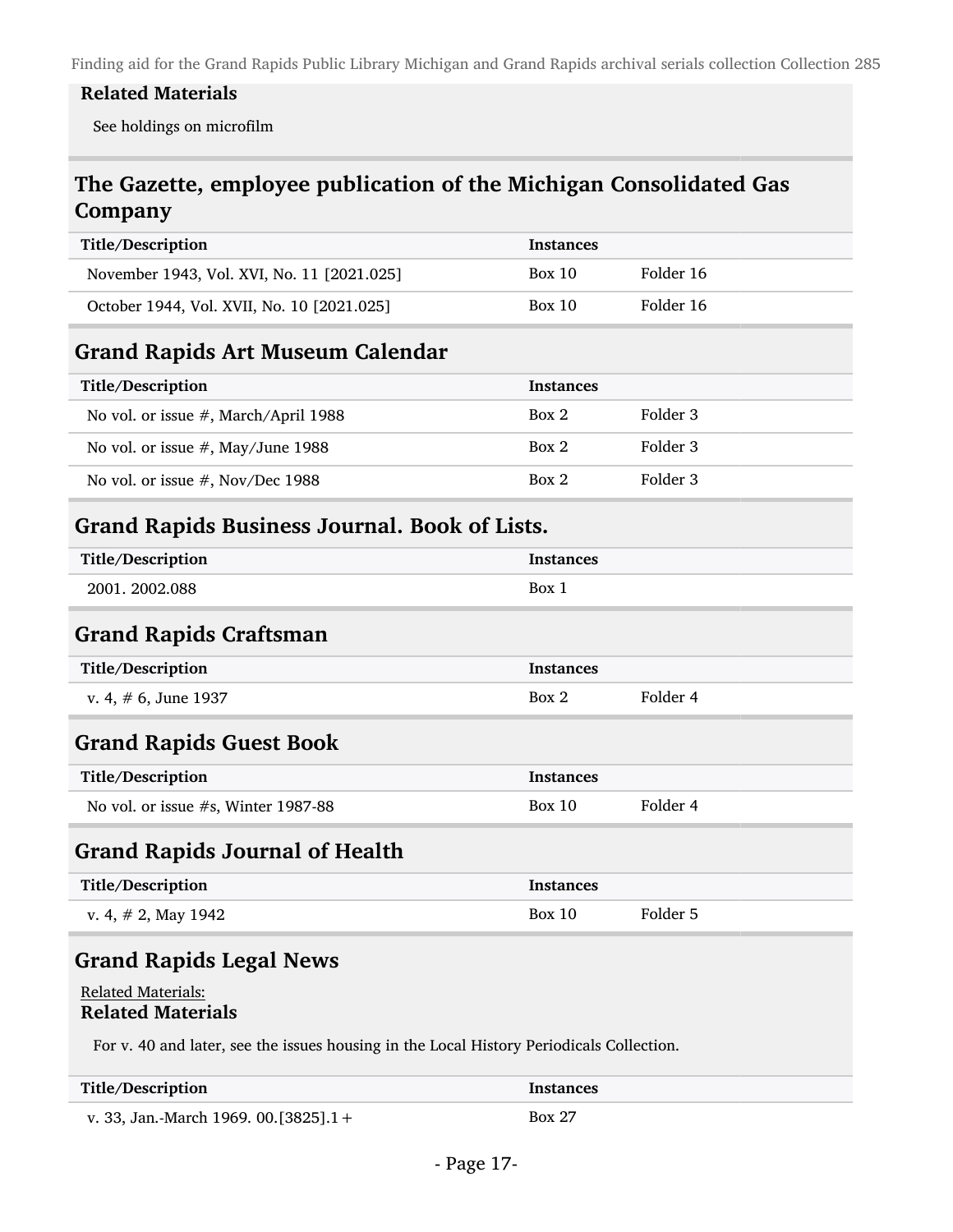**Related Materials**

See holdings on microfilm

## The Gazette, employee publication of the Michigan Consolidated Gas Company

| Title/Description | Instances | |
|---|---|---|
| November 1943, Vol. XVI, No. 11 [2021.025] | Box 10 | Folder 16 |
| October 1944, Vol. XVII, No. 10 [2021.025] | Box 10 | Folder 16 |

## Grand Rapids Art Museum Calendar

| Title/Description | Instances | |
|---|---|---|
| No vol. or issue #, March/April 1988 | Box 2 | Folder 3 |
| No vol. or issue #, May/June 1988 | Box 2 | Folder 3 |
| No vol. or issue #, Nov/Dec 1988 | Box 2 | Folder 3 |

## Grand Rapids Business Journal. Book of Lists.

| Title/Description | Instances | |
|---|---|---|
| 2001. 2002.088 | Box 1 | |

## Grand Rapids Craftsman

| Title/Description | Instances | |
|---|---|---|
| v. 4, # 6, June 1937 | Box 2 | Folder 4 |

## Grand Rapids Guest Book

| Title/Description | Instances | |
|---|---|---|
| No vol. or issue #s, Winter 1987-88 | Box 10 | Folder 4 |

## Grand Rapids Journal of Health

| Title/Description | Instances | |
|---|---|---|
| v. 4, # 2, May 1942 | Box 10 | Folder 5 |

## Grand Rapids Legal News

Related Materials:

**Related Materials**

For v. 40 and later, see the issues housing in the Local History Periodicals Collection.

| Title/Description | Instances | |
|---|---|---|
| v. 33, Jan.-March 1969. 00.[3825].1+ | Box 27 | |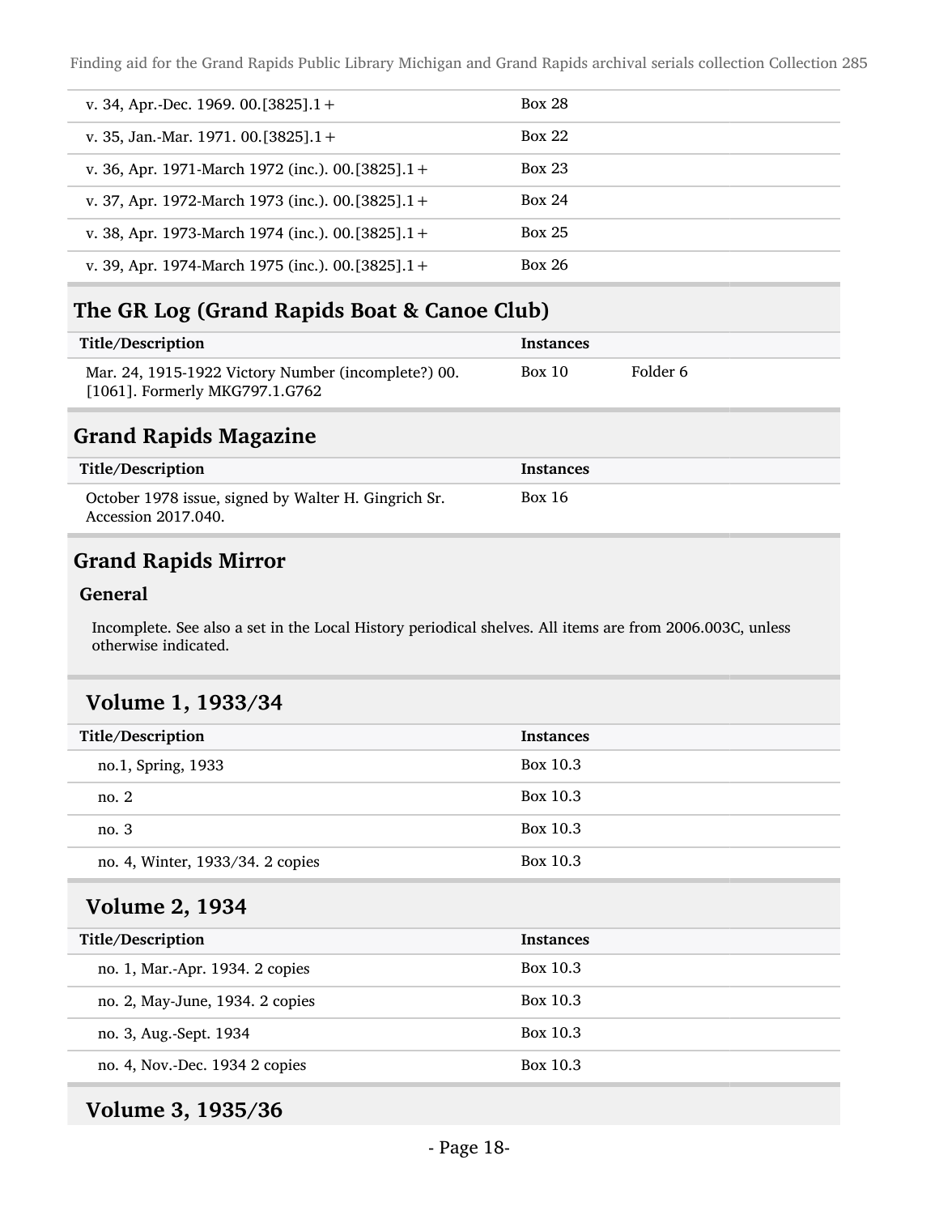| | |
|---|---|
| v. 34, Apr.-Dec. 1969. 00.[3825].1+ | Box 28 |
| v. 35, Jan.-Mar. 1971. 00.[3825].1+ | Box 22 |
| v. 36, Apr. 1971-March 1972 (inc.). 00.[3825].1+ | Box 23 |
| v. 37, Apr. 1972-March 1973 (inc.). 00.[3825].1+ | Box 24 |
| v. 38, Apr. 1973-March 1974 (inc.). 00.[3825].1+ | Box 25 |
| v. 39, Apr. 1974-March 1975 (inc.). 00.[3825].1+ | Box 26 |

## The GR Log (Grand Rapids Boat & Canoe Club)

| Title/Description | Instances | |
|---|---|---|
| Mar. 24, 1915-1922 Victory Number (incomplete?) 00.[1061]. Formerly MKG797.1.G762 | Box 10 | Folder 6 |

## Grand Rapids Magazine

| Title/Description | Instances |
|---|---|
| October 1978 issue, signed by Walter H. Gingrich Sr. Accession 2017.040. | Box 16 |

## Grand Rapids Mirror

### General

Incomplete. See also a set in the Local History periodical shelves. All items are from 2006.003C, unless otherwise indicated.

### Volume 1, 1933/34

| Title/Description | Instances |
|---|---|
| no.1, Spring, 1933 | Box 10.3 |
| no. 2 | Box 10.3 |
| no. 3 | Box 10.3 |
| no. 4, Winter, 1933/34. 2 copies | Box 10.3 |

### Volume 2, 1934

| Title/Description | Instances |
|---|---|
| no. 1, Mar.-Apr. 1934. 2 copies | Box 10.3 |
| no. 2, May-June, 1934. 2 copies | Box 10.3 |
| no. 3, Aug.-Sept. 1934 | Box 10.3 |
| no. 4, Nov.-Dec. 1934 2 copies | Box 10.3 |

### Volume 3, 1935/36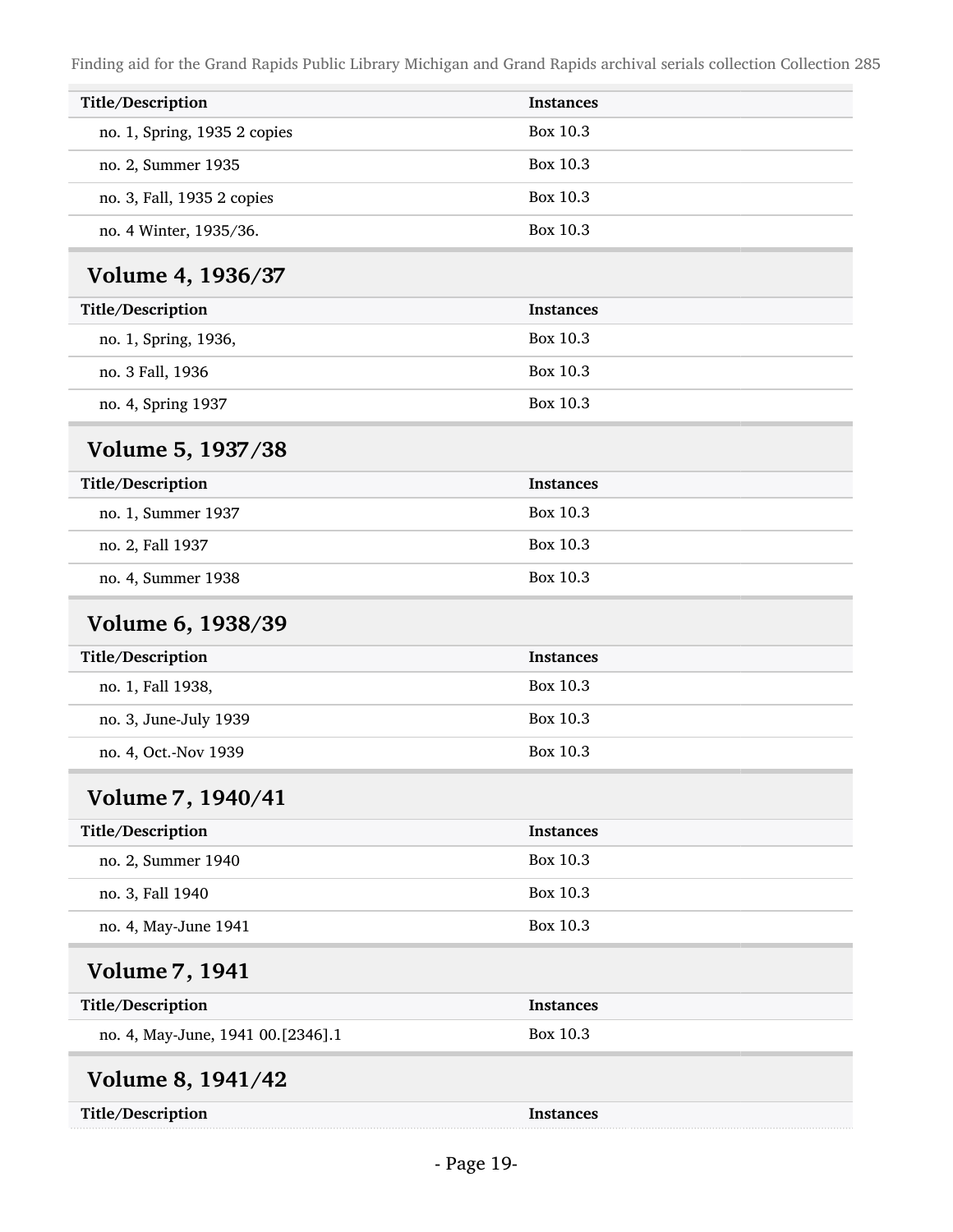| Title/Description | Instances |
| --- | --- |
| no. 1, Spring, 1935 2 copies | Box 10.3 |
| no. 2, Summer 1935 | Box 10.3 |
| no. 3, Fall, 1935 2 copies | Box 10.3 |
| no. 4 Winter, 1935/36. | Box 10.3 |

## Volume 4, 1936/37

| Title/Description | Instances |
| --- | --- |
| no. 1, Spring, 1936, | Box 10.3 |
| no. 3 Fall, 1936 | Box 10.3 |
| no. 4, Spring 1937 | Box 10.3 |

## Volume 5, 1937/38

| Title/Description | Instances |
| --- | --- |
| no. 1, Summer 1937 | Box 10.3 |
| no. 2, Fall 1937 | Box 10.3 |
| no. 4, Summer 1938 | Box 10.3 |

## Volume 6, 1938/39

| Title/Description | Instances |
| --- | --- |
| no. 1, Fall 1938, | Box 10.3 |
| no. 3, June-July 1939 | Box 10.3 |
| no. 4, Oct.-Nov 1939 | Box 10.3 |

## Volume 7, 1940/41

| Title/Description | Instances |
| --- | --- |
| no. 2, Summer 1940 | Box 10.3 |
| no. 3, Fall 1940 | Box 10.3 |
| no. 4, May-June 1941 | Box 10.3 |

## Volume 7, 1941

| Title/Description | Instances |
| --- | --- |
| no. 4, May-June, 1941 00.[2346].1 | Box 10.3 |

## Volume 8, 1941/42

| Title/Description | Instances |
| --- | --- |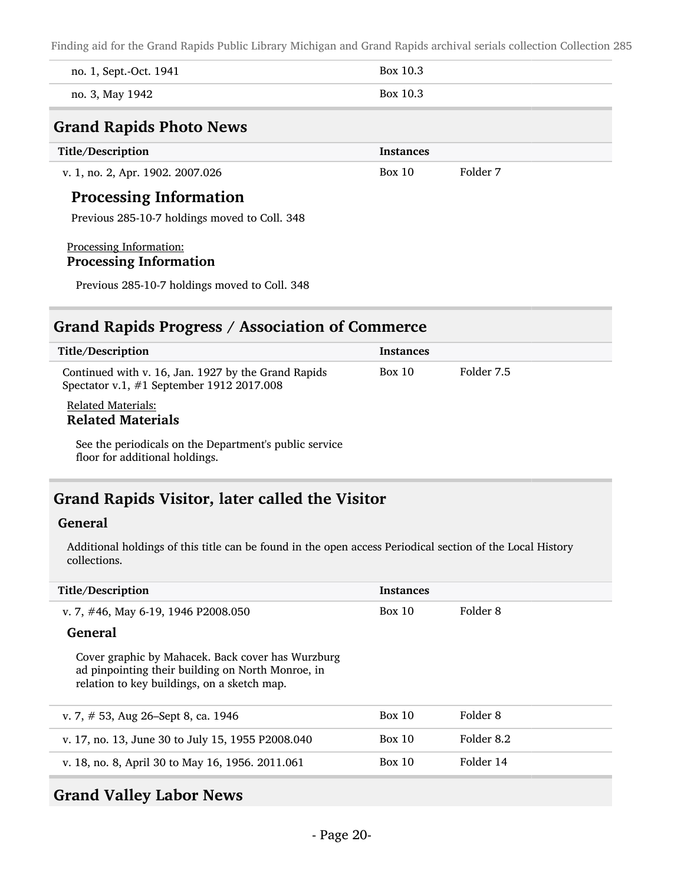| | | |
|---|---|---|
| no. 1, Sept.-Oct. 1941 | Box 10.3 | |
| no. 3, May 1942 | Box 10.3 | |

## Grand Rapids Photo News

| Title/Description | Instances | |
|---|---|---|
| v. 1, no. 2, Apr. 1902. 2007.026 | Box 10 | Folder 7 |

### Processing Information

Previous 285-10-7 holdings moved to Coll. 348

Processing Information:

### Processing Information

Previous 285-10-7 holdings moved to Coll. 348

## Grand Rapids Progress / Association of Commerce

| Title/Description | Instances | |
|---|---|---|
| Continued with v. 16, Jan. 1927 by the Grand Rapids Spectator v.1, #1 September 1912 2017.008 | Box 10 | Folder 7.5 |

Related Materials:

### Related Materials

See the periodicals on the Department's public service floor for additional holdings.

## Grand Rapids Visitor, later called the Visitor

### General

Additional holdings of this title can be found in the open access Periodical section of the Local History collections.

| Title/Description | Instances | |
|---|---|---|
| v. 7, #46, May 6-19, 1946 P2008.050 | Box 10 | Folder 8 |

### General

Cover graphic by Mahacek. Back cover has Wurzburg ad pinpointing their building on North Monroe, in relation to key buildings, on a sketch map.

| | | |
|---|---|---|
| v. 7, # 53, Aug 26–Sept 8, ca. 1946 | Box 10 | Folder 8 |
| v. 17, no. 13, June 30 to July 15, 1955 P2008.040 | Box 10 | Folder 8.2 |
| v. 18, no. 8, April 30 to May 16, 1956. 2011.061 | Box 10 | Folder 14 |

## Grand Valley Labor News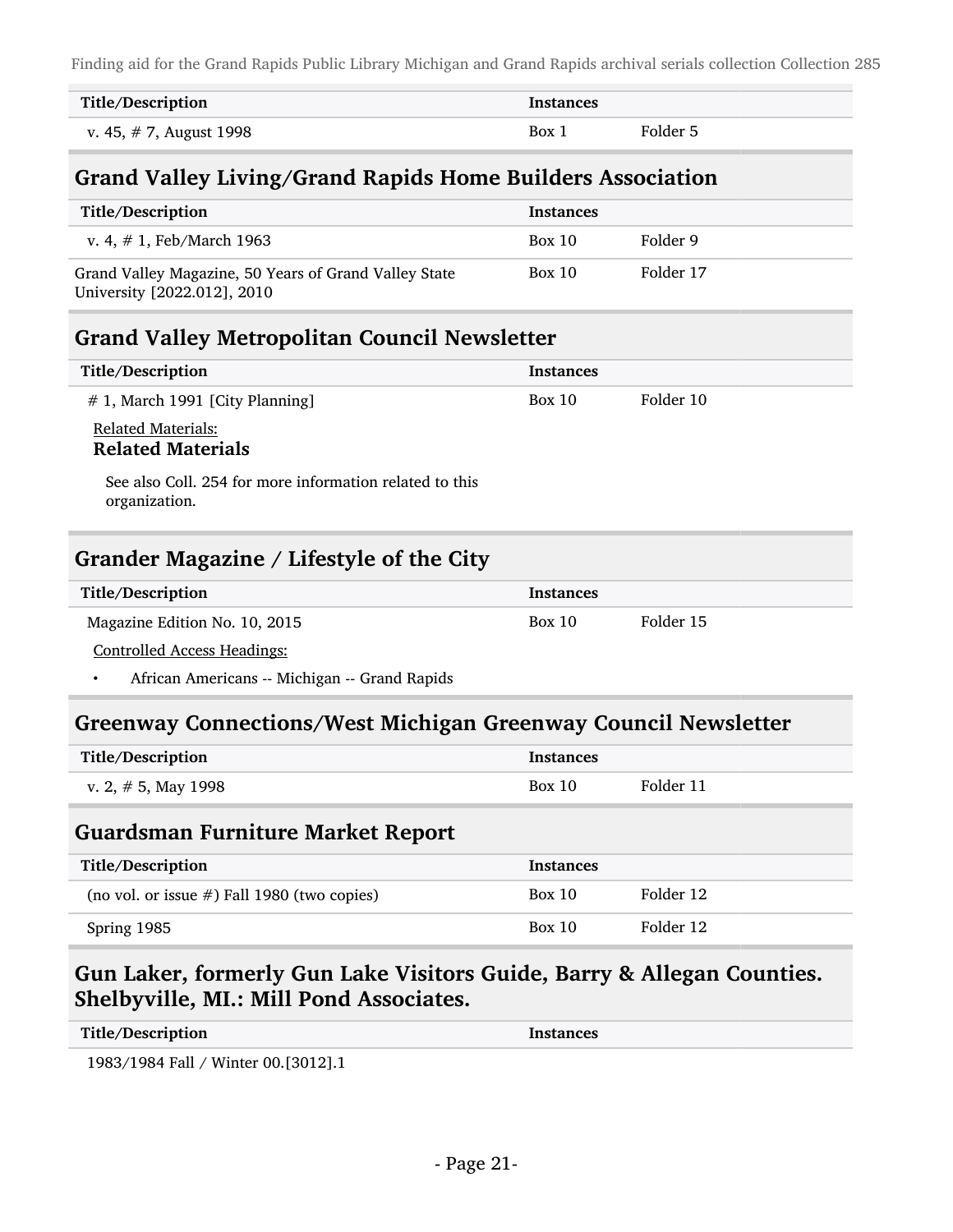| Title/Description | Instances | |
| --- | --- | --- |
| v. 45, # 7, August 1998 | Box 1 | Folder 5 |

## Grand Valley Living/Grand Rapids Home Builders Association

| Title/Description | Instances | |
| --- | --- | --- |
| v. 4, # 1, Feb/March 1963 | Box 10 | Folder 9 |
| Grand Valley Magazine, 50 Years of Grand Valley State University [2022.012], 2010 | Box 10 | Folder 17 |

## Grand Valley Metropolitan Council Newsletter

| Title/Description | Instances | |
| --- | --- | --- |
| # 1, March 1991 [City Planning] | Box 10 | Folder 10 |

Related Materials:

**Related Materials**

See also Coll. 254 for more information related to this organization.

## Grander Magazine / Lifestyle of the City

| Title/Description | Instances | |
| --- | --- | --- |
| Magazine Edition No. 10, 2015 | Box 10 | Folder 15 |

Controlled Access Headings:

- African Americans -- Michigan -- Grand Rapids

## Greenway Connections/West Michigan Greenway Council Newsletter

| Title/Description | Instances | |
| --- | --- | --- |
| v. 2, # 5, May 1998 | Box 10 | Folder 11 |

## Guardsman Furniture Market Report

| Title/Description | Instances | |
| --- | --- | --- |
| (no vol. or issue #) Fall 1980 (two copies) | Box 10 | Folder 12 |
| Spring 1985 | Box 10 | Folder 12 |

## Gun Laker, formerly Gun Lake Visitors Guide, Barry & Allegan Counties. Shelbyville, MI.: Mill Pond Associates.

| Title/Description | Instances |
| --- | --- |
| 1983/1984 Fall / Winter 00.[3012].1 | |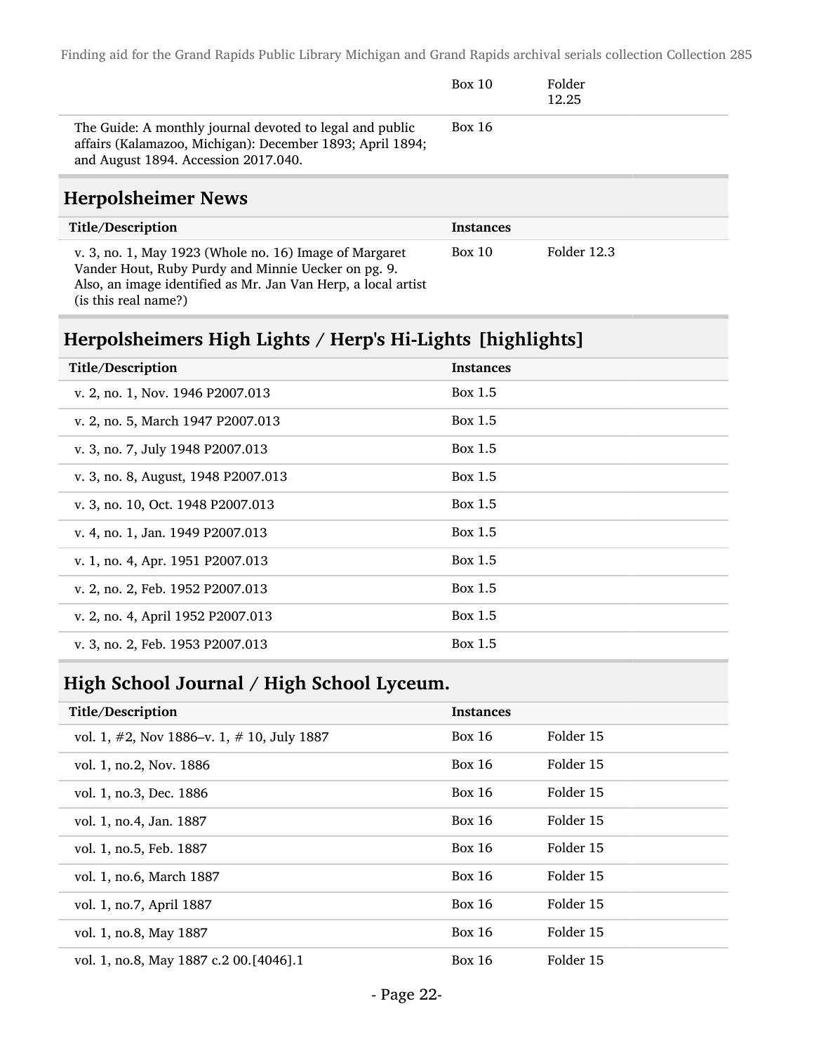| | | |
|---|---|---|
| | Box 10 | Folder 12.25 |
| The Guide: A monthly journal devoted to legal and public affairs (Kalamazoo, Michigan): December 1893; April 1894; and August 1894. Accession 2017.040. | Box 16 | |

## Herpolsheimer News

| Title/Description | Instances | |
|---|---|---|
| v. 3, no. 1, May 1923 (Whole no. 16) Image of Margaret Vander Hout, Ruby Purdy and Minnie Uecker on pg. 9. Also, an image identified as Mr. Jan Van Herp, a local artist (is this real name?) | Box 10 | Folder 12.3 |

## Herpolsheimers High Lights / Herp's Hi-Lights [highlights]

| Title/Description | Instances |
|---|---|
| v. 2, no. 1, Nov. 1946 P2007.013 | Box 1.5 |
| v. 2, no. 5, March 1947 P2007.013 | Box 1.5 |
| v. 3, no. 7, July 1948 P2007.013 | Box 1.5 |
| v. 3, no. 8, August, 1948 P2007.013 | Box 1.5 |
| v. 3, no. 10, Oct. 1948 P2007.013 | Box 1.5 |
| v. 4, no. 1, Jan. 1949 P2007.013 | Box 1.5 |
| v. 1, no. 4, Apr. 1951 P2007.013 | Box 1.5 |
| v. 2, no. 2, Feb. 1952 P2007.013 | Box 1.5 |
| v. 2, no. 4, April 1952 P2007.013 | Box 1.5 |
| v. 3, no. 2, Feb. 1953 P2007.013 | Box 1.5 |

## High School Journal / High School Lyceum.

| Title/Description | Instances | |
|---|---|---|
| vol. 1, #2, Nov 1886–v. 1, # 10, July 1887 | Box 16 | Folder 15 |
| vol. 1, no.2, Nov. 1886 | Box 16 | Folder 15 |
| vol. 1, no.3, Dec. 1886 | Box 16 | Folder 15 |
| vol. 1, no.4, Jan. 1887 | Box 16 | Folder 15 |
| vol. 1, no.5, Feb. 1887 | Box 16 | Folder 15 |
| vol. 1, no.6, March 1887 | Box 16 | Folder 15 |
| vol. 1, no.7, April 1887 | Box 16 | Folder 15 |
| vol. 1, no.8, May 1887 | Box 16 | Folder 15 |
| vol. 1, no.8, May 1887 c.2 00.[4046].1 | Box 16 | Folder 15 |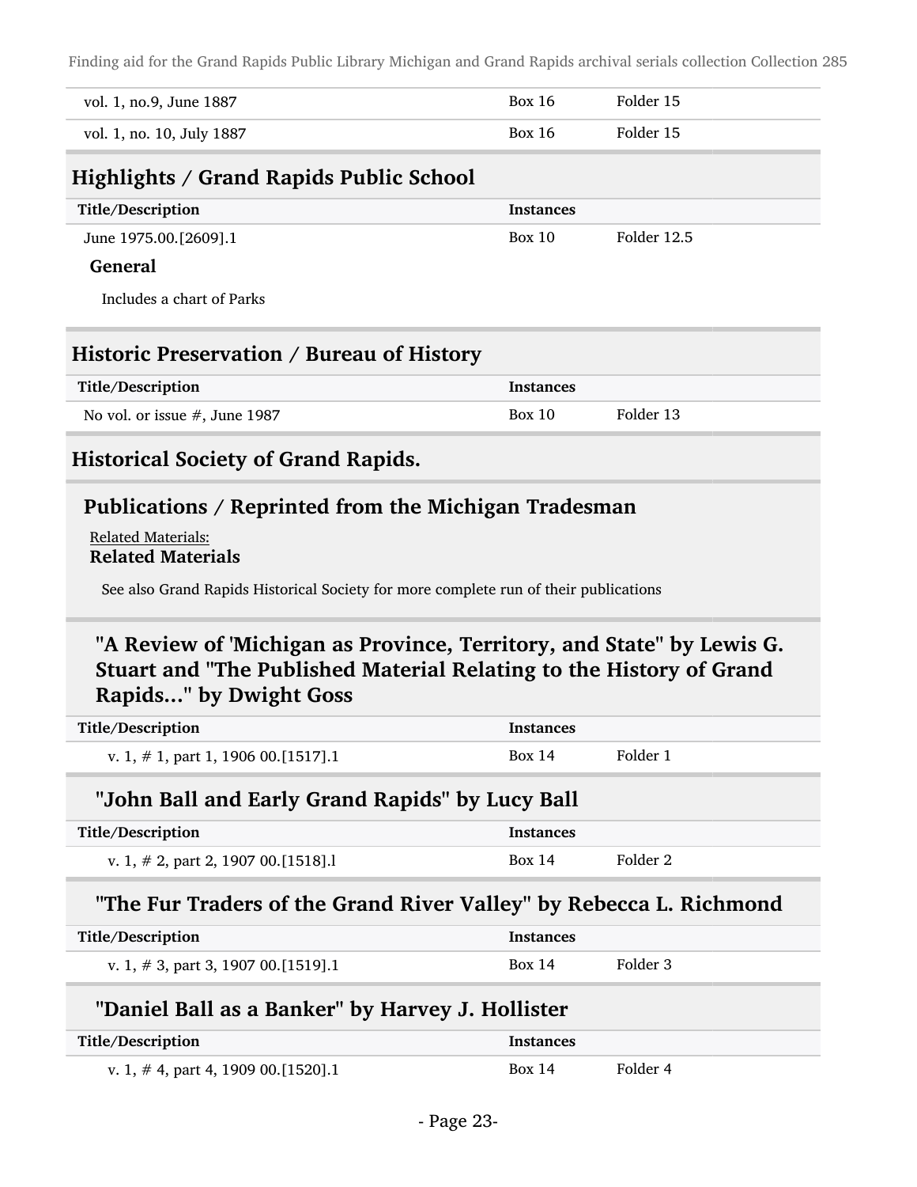| | | |
|---|---|---|
| vol. 1, no.9, June 1887 | Box 16 | Folder 15 |
| vol. 1, no. 10, July 1887 | Box 16 | Folder 15 |

## Highlights / Grand Rapids Public School

| Title/Description | Instances | |
|---|---|---|
| June 1975.00.[2609].1 | Box 10 | Folder 12.5 |

**General**

Includes a chart of Parks

## Historic Preservation / Bureau of History

| Title/Description | Instances | |
|---|---|---|
| No vol. or issue #, June 1987 | Box 10 | Folder 13 |

## Historical Society of Grand Rapids.

### Publications / Reprinted from the Michigan Tradesman

Related Materials:

**Related Materials**

See also Grand Rapids Historical Society for more complete run of their publications

#### "A Review of 'Michigan as Province, Territory, and State" by Lewis G. Stuart and "The Published Material Relating to the History of Grand Rapids..." by Dwight Goss

| Title/Description | Instances | |
|---|---|---|
| v. 1, # 1, part 1, 1906 00.[1517].1 | Box 14 | Folder 1 |

#### "John Ball and Early Grand Rapids" by Lucy Ball

| Title/Description | Instances | |
|---|---|---|
| v. 1, # 2, part 2, 1907 00.[1518].l | Box 14 | Folder 2 |

#### "The Fur Traders of the Grand River Valley" by Rebecca L. Richmond

| Title/Description | Instances | |
|---|---|---|
| v. 1, # 3, part 3, 1907 00.[1519].1 | Box 14 | Folder 3 |

#### "Daniel Ball as a Banker" by Harvey J. Hollister

| Title/Description | Instances | |
|---|---|---|
| v. 1, # 4, part 4, 1909 00.[1520].1 | Box 14 | Folder 4 |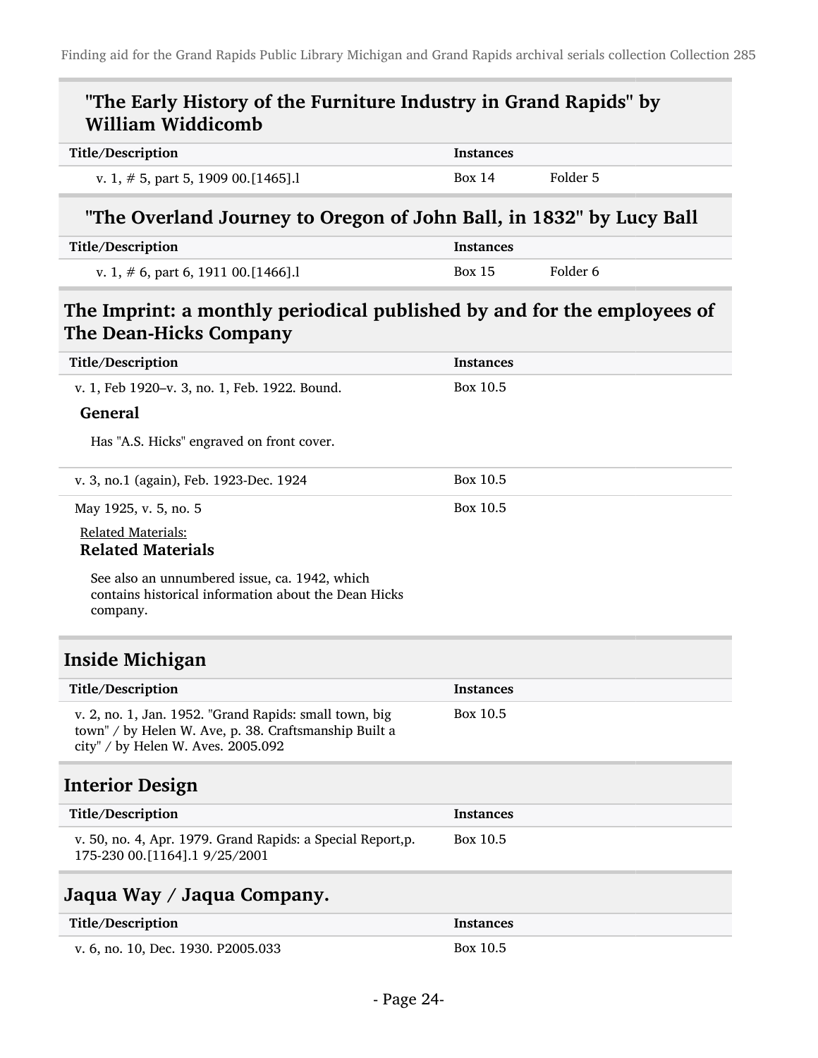### "The Early History of the Furniture Industry in Grand Rapids" by William Widdicomb

| Title/Description | Instances | |
|---|---|---|
| v. 1, # 5, part 5, 1909 00.[1465].l | Box 14 | Folder 5 |

### "The Overland Journey to Oregon of John Ball, in 1832" by Lucy Ball

| Title/Description | Instances | |
|---|---|---|
| v. 1, # 6, part 6, 1911 00.[1466].l | Box 15 | Folder 6 |

## The Imprint: a monthly periodical published by and for the employees of The Dean-Hicks Company

| Title/Description | Instances |
|---|---|
| v. 1, Feb 1920–v. 3, no. 1, Feb. 1922. Bound. | Box 10.5 |

**General**

Has "A.S. Hicks" engraved on front cover.

| Title/Description | Instances |
|---|---|
| v. 3, no.1 (again), Feb. 1923-Dec. 1924 | Box 10.5 |
| May 1925, v. 5, no. 5 | Box 10.5 |

Related Materials:

**Related Materials**

See also an unnumbered issue, ca. 1942, which contains historical information about the Dean Hicks company.

## Inside Michigan

| Title/Description | Instances |
|---|---|
| v. 2, no. 1, Jan. 1952. "Grand Rapids: small town, big town" / by Helen W. Ave, p. 38. Craftsmanship Built a city" / by Helen W. Aves. 2005.092 | Box 10.5 |

## Interior Design

| Title/Description | Instances |
|---|---|
| v. 50, no. 4, Apr. 1979. Grand Rapids: a Special Report,p. 175-230 00.[1164].1 9/25/2001 | Box 10.5 |

## Jaqua Way / Jaqua Company.

| Title/Description | Instances |
|---|---|
| v. 6, no. 10, Dec. 1930. P2005.033 | Box 10.5 |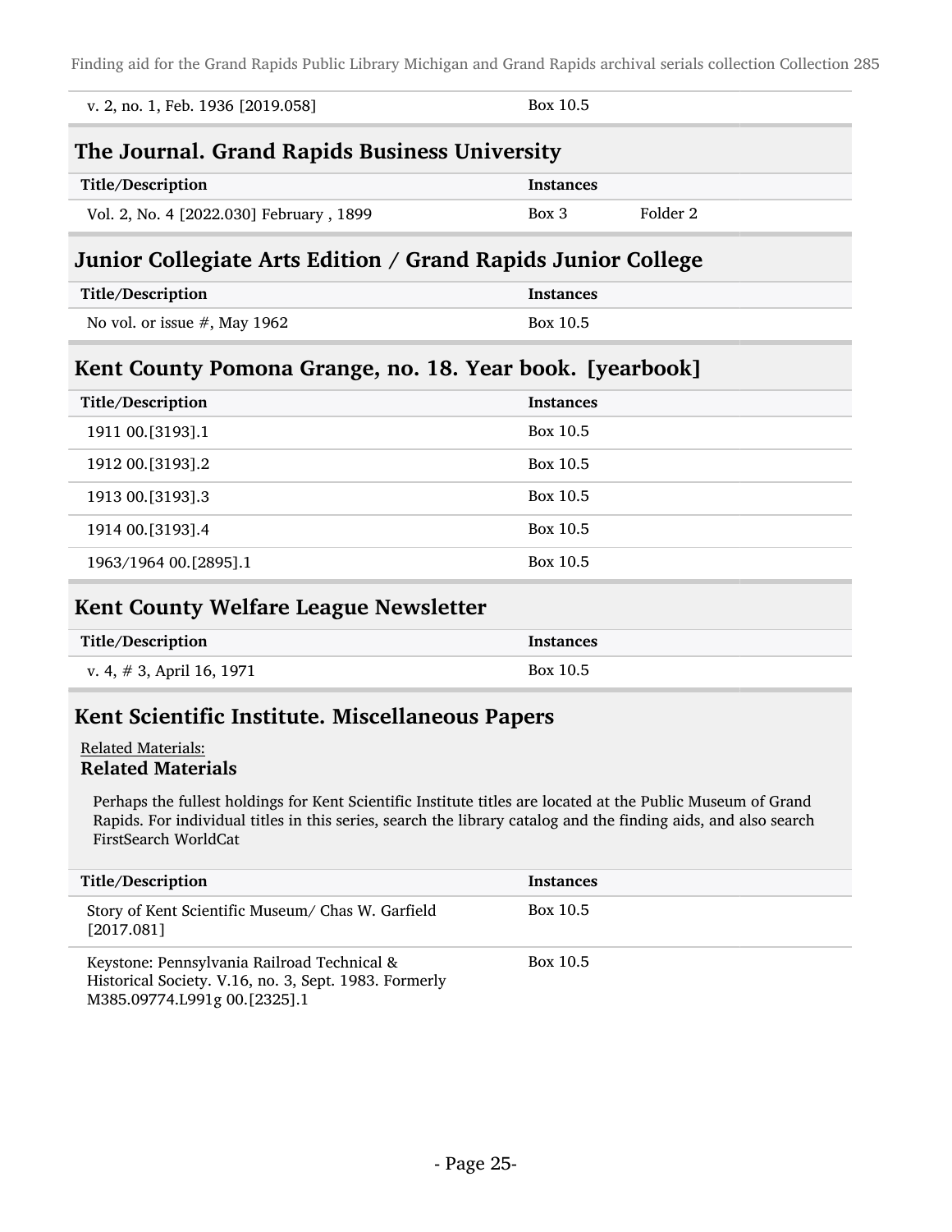| | |
|---|---|
| v. 2, no. 1, Feb. 1936 [2019.058] | Box 10.5 |

## The Journal. Grand Rapids Business University

| Title/Description | Instances | |
|---|---|---|
| Vol. 2, No. 4 [2022.030] February , 1899 | Box 3 | Folder 2 |

## Junior Collegiate Arts Edition / Grand Rapids Junior College

| Title/Description | Instances |
|---|---|
| No vol. or issue #, May 1962 | Box 10.5 |

## Kent County Pomona Grange, no. 18. Year book. [yearbook]

| Title/Description | Instances |
|---|---|
| 1911 00.[3193].1 | Box 10.5 |
| 1912 00.[3193].2 | Box 10.5 |
| 1913 00.[3193].3 | Box 10.5 |
| 1914 00.[3193].4 | Box 10.5 |
| 1963/1964 00.[2895].1 | Box 10.5 |

## Kent County Welfare League Newsletter

| Title/Description | Instances |
|---|---|
| v. 4, # 3, April 16, 1971 | Box 10.5 |

## Kent Scientific Institute. Miscellaneous Papers

Related Materials:

**Related Materials**

Perhaps the fullest holdings for Kent Scientific Institute titles are located at the Public Museum of Grand Rapids. For individual titles in this series, search the library catalog and the finding aids, and also search FirstSearch WorldCat

| Title/Description | Instances |
|---|---|
| Story of Kent Scientific Museum/ Chas W. Garfield [2017.081] | Box 10.5 |
| Keystone: Pennsylvania Railroad Technical & Historical Society. V.16, no. 3, Sept. 1983. Formerly M385.09774.L991g 00.[2325].1 | Box 10.5 |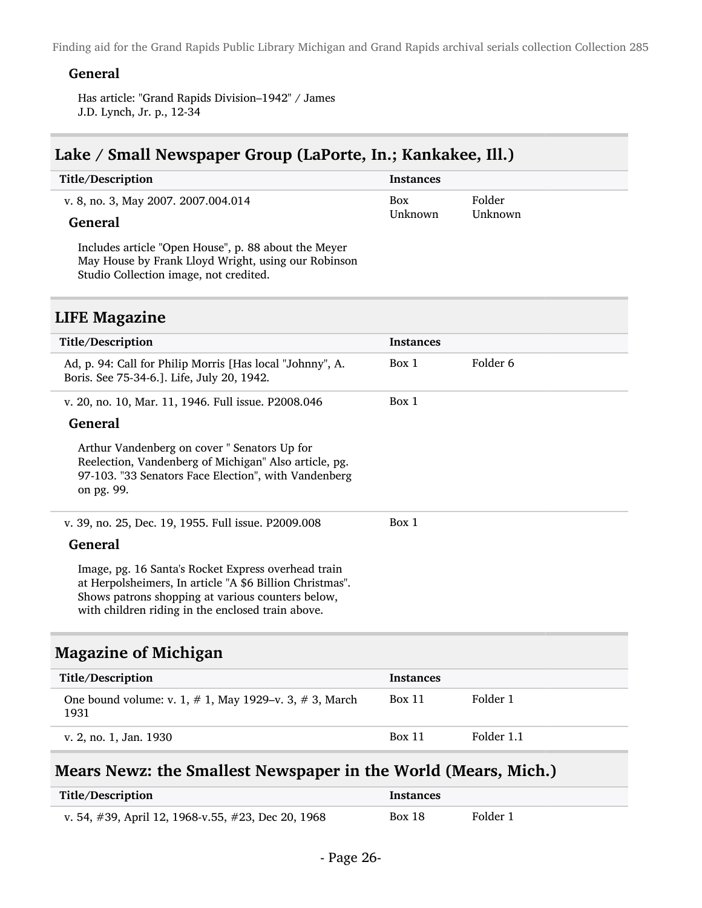#### General

Has article: "Grand Rapids Division–1942" / James J.D. Lynch, Jr. p., 12-34

## Lake / Small Newspaper Group (LaPorte, In.; Kankakee, Ill.)

| Title/Description | Instances | |
|---|---|---|
| v. 8, no. 3, May 2007. 2007.004.014 | Box Unknown | Folder Unknown |

#### General

Includes article "Open House", p. 88 about the Meyer May House by Frank Lloyd Wright, using our Robinson Studio Collection image, not credited.

## LIFE Magazine

| Title/Description | Instances | |
|---|---|---|
| Ad, p. 94: Call for Philip Morris [Has local "Johnny", A. Boris. See 75-34-6.]. Life, July 20, 1942. | Box 1 | Folder 6 |
| v. 20, no. 10, Mar. 11, 1946. Full issue. P2008.046 | Box 1 | |

#### General

Arthur Vandenberg on cover " Senators Up for Reelection, Vandenberg of Michigan" Also article, pg. 97-103. "33 Senators Face Election", with Vandenberg on pg. 99.

| Title/Description | Instances | |
|---|---|---|
| v. 39, no. 25, Dec. 19, 1955. Full issue. P2009.008 | Box 1 | |

#### General

Image, pg. 16 Santa's Rocket Express overhead train at Herpolsheimers, In article "A $6 Billion Christmas". Shows patrons shopping at various counters below, with children riding in the enclosed train above.

## Magazine of Michigan

| Title/Description | Instances | |
|---|---|---|
| One bound volume: v. 1, # 1, May 1929–v. 3, # 3, March 1931 | Box 11 | Folder 1 |
| v. 2, no. 1, Jan. 1930 | Box 11 | Folder 1.1 |

## Mears Newz: the Smallest Newspaper in the World (Mears, Mich.)

| Title/Description | Instances | |
|---|---|---|
| v. 54, #39, April 12, 1968-v.55, #23, Dec 20, 1968 | Box 18 | Folder 1 |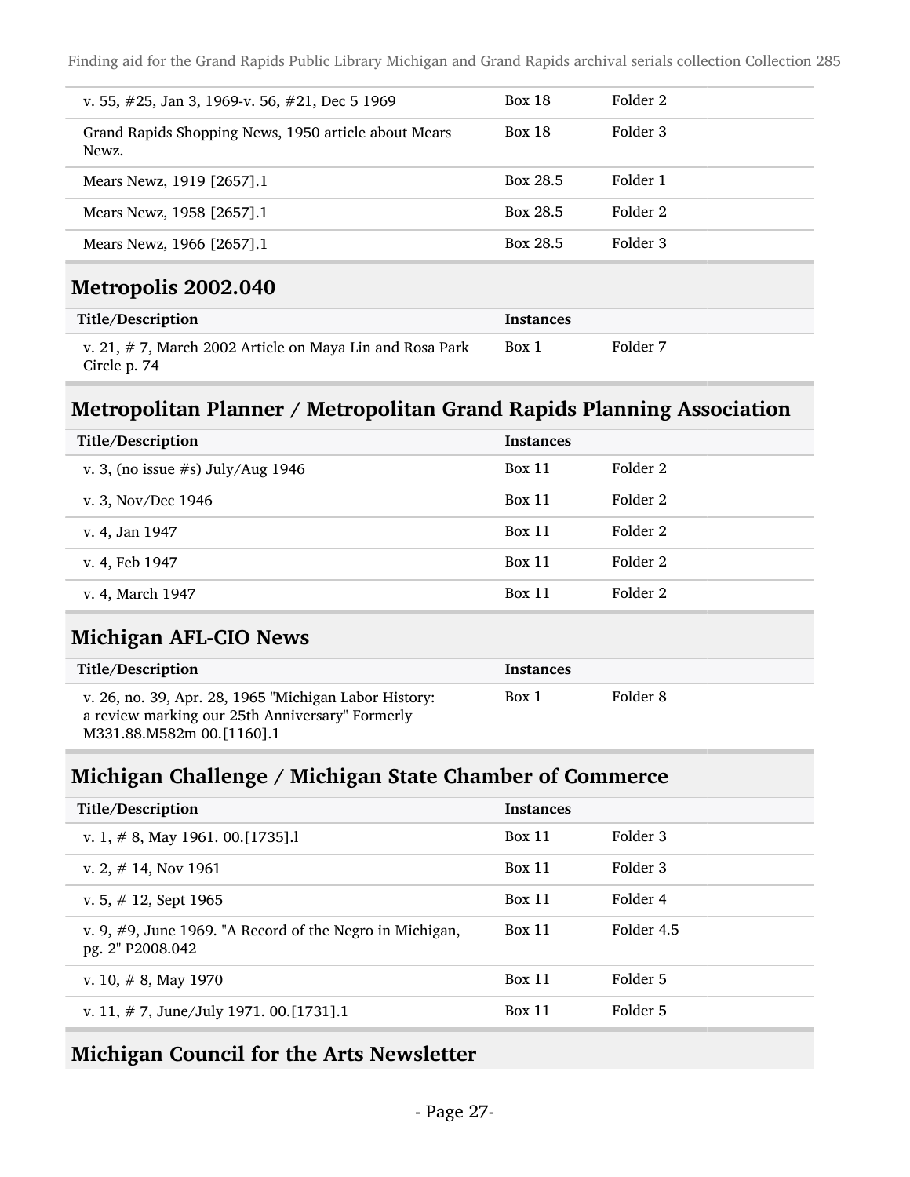| | | |
|---|---|---|
| v. 55, #25, Jan 3, 1969-v. 56, #21, Dec 5 1969 | Box 18 | Folder 2 |
| Grand Rapids Shopping News, 1950 article about Mears Newz. | Box 18 | Folder 3 |
| Mears Newz, 1919 [2657].1 | Box 28.5 | Folder 1 |
| Mears Newz, 1958 [2657].1 | Box 28.5 | Folder 2 |
| Mears Newz, 1966 [2657].1 | Box 28.5 | Folder 3 |

## Metropolis 2002.040

| Title/Description | Instances | |
|---|---|---|
| v. 21, # 7, March 2002 Article on Maya Lin and Rosa Park Circle p. 74 | Box 1 | Folder 7 |

## Metropolitan Planner / Metropolitan Grand Rapids Planning Association

| Title/Description | Instances | |
|---|---|---|
| v. 3, (no issue #s) July/Aug 1946 | Box 11 | Folder 2 |
| v. 3, Nov/Dec 1946 | Box 11 | Folder 2 |
| v. 4, Jan 1947 | Box 11 | Folder 2 |
| v. 4, Feb 1947 | Box 11 | Folder 2 |
| v. 4, March 1947 | Box 11 | Folder 2 |

## Michigan AFL-CIO News

| Title/Description | Instances | |
|---|---|---|
| v. 26, no. 39, Apr. 28, 1965 "Michigan Labor History: a review marking our 25th Anniversary" Formerly M331.88.M582m 00.[1160].1 | Box 1 | Folder 8 |

## Michigan Challenge / Michigan State Chamber of Commerce

| Title/Description | Instances | |
|---|---|---|
| v. 1, # 8, May 1961. 00.[1735].l | Box 11 | Folder 3 |
| v. 2, # 14, Nov 1961 | Box 11 | Folder 3 |
| v. 5, # 12, Sept 1965 | Box 11 | Folder 4 |
| v. 9, #9, June 1969. "A Record of the Negro in Michigan, pg. 2" P2008.042 | Box 11 | Folder 4.5 |
| v. 10, # 8, May 1970 | Box 11 | Folder 5 |
| v. 11, # 7, June/July 1971. 00.[1731].1 | Box 11 | Folder 5 |

## Michigan Council for the Arts Newsletter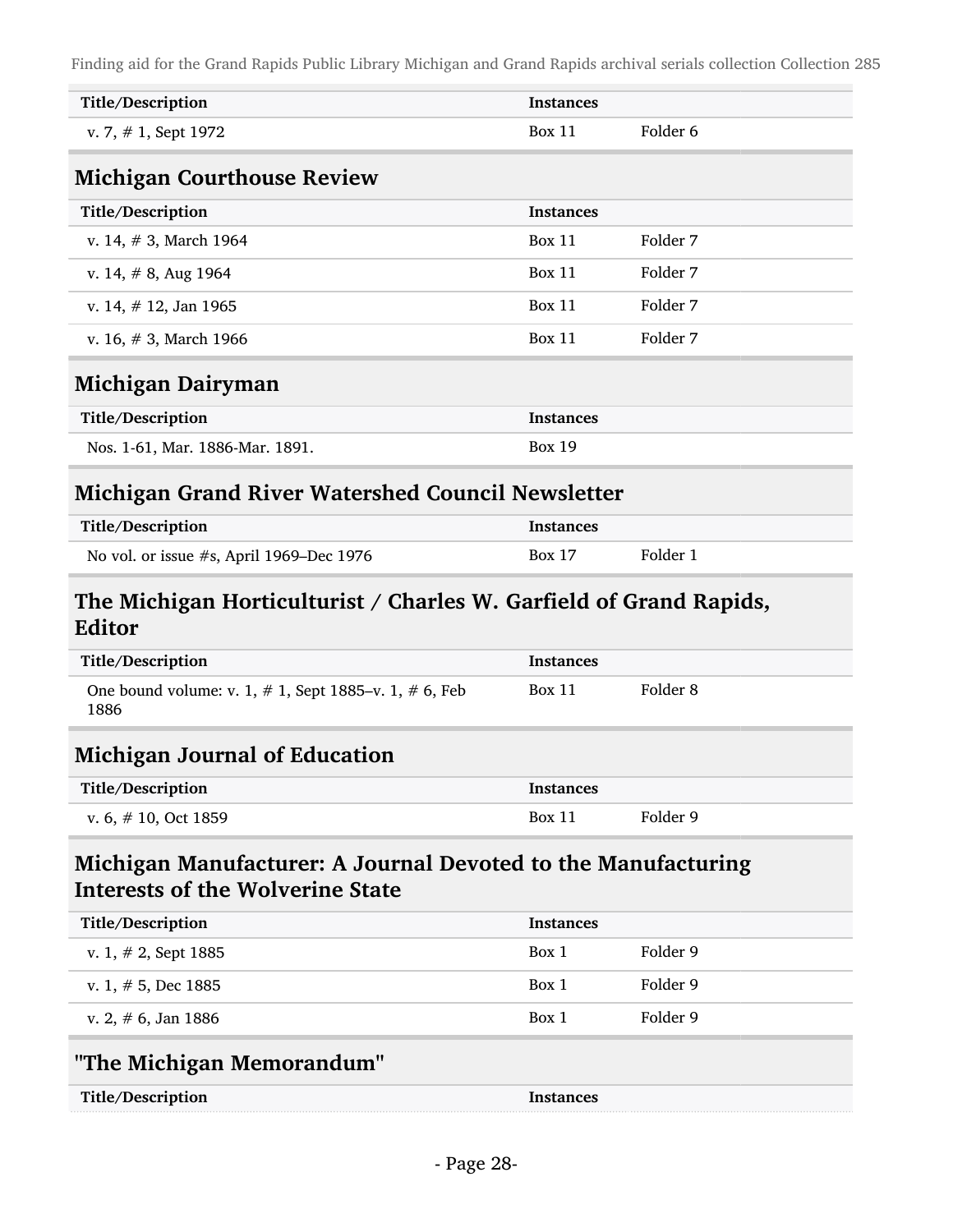| Title/Description | Instances | |
|---|---|---|
| v. 7, # 1, Sept 1972 | Box 11 | Folder 6 |

## Michigan Courthouse Review

| Title/Description | Instances | |
|---|---|---|
| v. 14, # 3, March 1964 | Box 11 | Folder 7 |
| v. 14, # 8, Aug 1964 | Box 11 | Folder 7 |
| v. 14, # 12, Jan 1965 | Box 11 | Folder 7 |
| v. 16, # 3, March 1966 | Box 11 | Folder 7 |

## Michigan Dairyman

| Title/Description | Instances | |
|---|---|---|
| Nos. 1-61, Mar. 1886-Mar. 1891. | Box 19 | |

## Michigan Grand River Watershed Council Newsletter

| Title/Description | Instances | |
|---|---|---|
| No vol. or issue #s, April 1969–Dec 1976 | Box 17 | Folder 1 |

## The Michigan Horticulturist / Charles W. Garfield of Grand Rapids, Editor

| Title/Description | Instances | |
|---|---|---|
| One bound volume: v. 1, # 1, Sept 1885–v. 1, # 6, Feb 1886 | Box 11 | Folder 8 |

## Michigan Journal of Education

| Title/Description | Instances | |
|---|---|---|
| v. 6, # 10, Oct 1859 | Box 11 | Folder 9 |

## Michigan Manufacturer: A Journal Devoted to the Manufacturing Interests of the Wolverine State

| Title/Description | Instances | |
|---|---|---|
| v. 1, # 2, Sept 1885 | Box 1 | Folder 9 |
| v. 1, # 5, Dec 1885 | Box 1 | Folder 9 |
| v. 2, # 6, Jan 1886 | Box 1 | Folder 9 |

## "The Michigan Memorandum"

| Title/Description | Instances |
|---|---|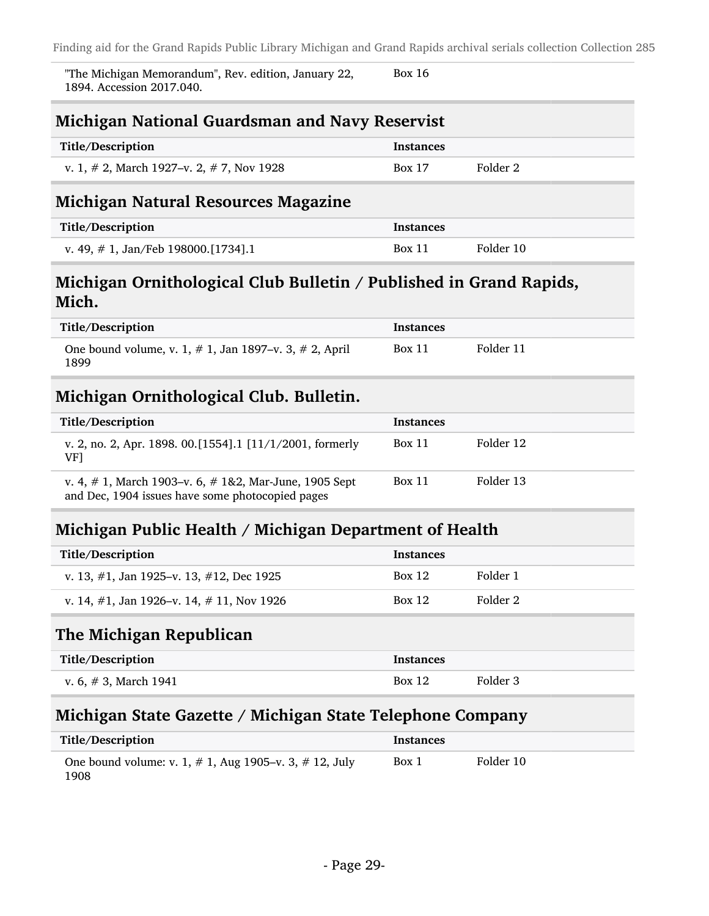| | | |
|---|---|---|
| "The Michigan Memorandum", Rev. edition, January 22, 1894. Accession 2017.040. | Box 16 | |

## Michigan National Guardsman and Navy Reservist

| Title/Description | Instances | |
|---|---|---|
| v. 1, # 2, March 1927–v. 2, # 7, Nov 1928 | Box 17 | Folder 2 |

## Michigan Natural Resources Magazine

| Title/Description | Instances | |
|---|---|---|
| v. 49, # 1, Jan/Feb 198000.[1734].1 | Box 11 | Folder 10 |

## Michigan Ornithological Club Bulletin / Published in Grand Rapids, Mich.

| Title/Description | Instances | |
|---|---|---|
| One bound volume, v. 1, # 1, Jan 1897–v. 3, # 2, April 1899 | Box 11 | Folder 11 |

## Michigan Ornithological Club. Bulletin.

| Title/Description | Instances | |
|---|---|---|
| v. 2, no. 2, Apr. 1898. 00.[1554].1 [11/1/2001, formerly VF] | Box 11 | Folder 12 |
| v. 4, # 1, March 1903–v. 6, # 1&2, Mar-June, 1905 Sept and Dec, 1904 issues have some photocopied pages | Box 11 | Folder 13 |

## Michigan Public Health / Michigan Department of Health

| Title/Description | Instances | |
|---|---|---|
| v. 13, #1, Jan 1925–v. 13, #12, Dec 1925 | Box 12 | Folder 1 |
| v. 14, #1, Jan 1926–v. 14, # 11, Nov 1926 | Box 12 | Folder 2 |

## The Michigan Republican

| Title/Description | Instances | |
|---|---|---|
| v. 6, # 3, March 1941 | Box 12 | Folder 3 |

## Michigan State Gazette / Michigan State Telephone Company

| Title/Description | Instances | |
|---|---|---|
| One bound volume: v. 1, # 1, Aug 1905–v. 3, # 12, July 1908 | Box 1 | Folder 10 |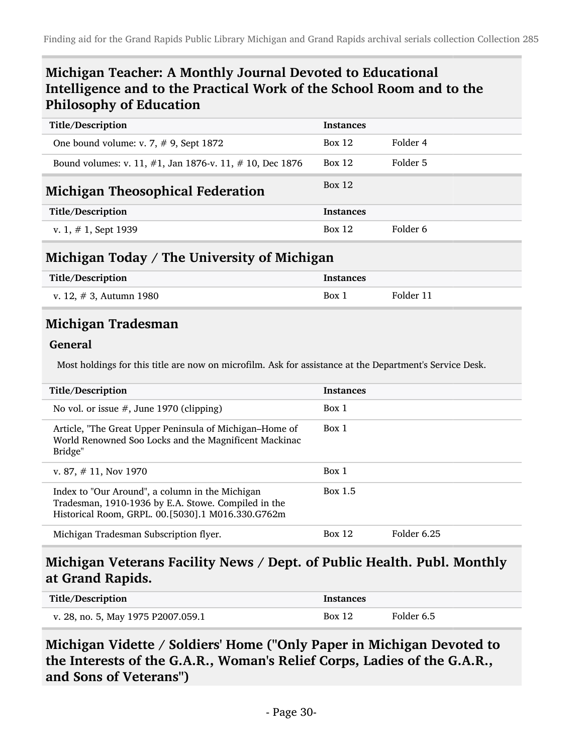## Michigan Teacher: A Monthly Journal Devoted to Educational Intelligence and to the Practical Work of the School Room and to the Philosophy of Education

| Title/Description | Instances | |
|---|---|---|
| One bound volume: v. 7, # 9, Sept 1872 | Box 12 | Folder 4 |
| Bound volumes: v. 11, #1, Jan 1876-v. 11, # 10, Dec 1876 | Box 12 | Folder 5 |

## Michigan Theosophical Federation

Box 12

| Title/Description | Instances | |
|---|---|---|
| v. 1, # 1, Sept 1939 | Box 12 | Folder 6 |

## Michigan Today / The University of Michigan

| Title/Description | Instances | |
|---|---|---|
| v. 12, # 3, Autumn 1980 | Box 1 | Folder 11 |

## Michigan Tradesman

### General

Most holdings for this title are now on microfilm. Ask for assistance at the Department's Service Desk.

| Title/Description | Instances | |
|---|---|---|
| No vol. or issue #, June 1970 (clipping) | Box 1 | |
| Article, "The Great Upper Peninsula of Michigan–Home of World Renowned Soo Locks and the Magnificent Mackinac Bridge" | Box 1 | |
| v. 87, # 11, Nov 1970 | Box 1 | |
| Index to "Our Around", a column in the Michigan Tradesman, 1910-1936 by E.A. Stowe. Compiled in the Historical Room, GRPL. 00.[5030].1 M016.330.G762m | Box 1.5 | |
| Michigan Tradesman Subscription flyer. | Box 12 | Folder 6.25 |

## Michigan Veterans Facility News / Dept. of Public Health. Publ. Monthly at Grand Rapids.

| Title/Description | Instances | |
|---|---|---|
| v. 28, no. 5, May 1975 P2007.059.1 | Box 12 | Folder 6.5 |

## Michigan Vidette / Soldiers' Home ("Only Paper in Michigan Devoted to the Interests of the G.A.R., Woman's Relief Corps, Ladies of the G.A.R., and Sons of Veterans")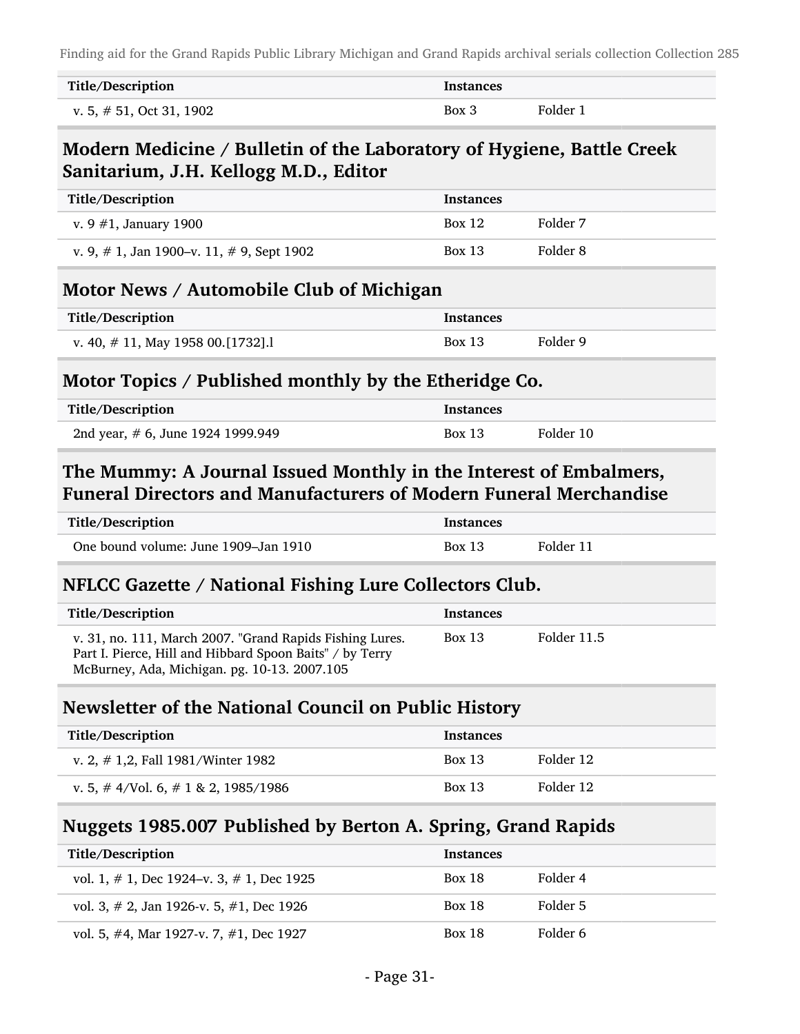| Title/Description | Instances | |
|---|---|---|
| v. 5, # 51, Oct 31, 1902 | Box 3 | Folder 1 |

## Modern Medicine / Bulletin of the Laboratory of Hygiene, Battle Creek Sanitarium, J.H. Kellogg M.D., Editor

| Title/Description | Instances | |
|---|---|---|
| v. 9 #1, January 1900 | Box 12 | Folder 7 |
| v. 9, # 1, Jan 1900–v. 11, # 9, Sept 1902 | Box 13 | Folder 8 |

## Motor News / Automobile Club of Michigan

| Title/Description | Instances | |
|---|---|---|
| v. 40, # 11, May 1958 00.[1732].l | Box 13 | Folder 9 |

## Motor Topics / Published monthly by the Etheridge Co.

| Title/Description | Instances | |
|---|---|---|
| 2nd year, # 6, June 1924 1999.949 | Box 13 | Folder 10 |

## The Mummy: A Journal Issued Monthly in the Interest of Embalmers, Funeral Directors and Manufacturers of Modern Funeral Merchandise

| Title/Description | Instances | |
|---|---|---|
| One bound volume: June 1909–Jan 1910 | Box 13 | Folder 11 |

## NFLCC Gazette / National Fishing Lure Collectors Club.

| Title/Description | Instances | |
|---|---|---|
| v. 31, no. 111, March 2007. "Grand Rapids Fishing Lures. Part I. Pierce, Hill and Hibbard Spoon Baits" / by Terry McBurney, Ada, Michigan. pg. 10-13. 2007.105 | Box 13 | Folder 11.5 |

## Newsletter of the National Council on Public History

| Title/Description | Instances | |
|---|---|---|
| v. 2, # 1,2, Fall 1981/Winter 1982 | Box 13 | Folder 12 |
| v. 5, # 4/Vol. 6, # 1 & 2, 1985/1986 | Box 13 | Folder 12 |

## Nuggets 1985.007 Published by Berton A. Spring, Grand Rapids

| Title/Description | Instances | |
|---|---|---|
| vol. 1, # 1, Dec 1924–v. 3, # 1, Dec 1925 | Box 18 | Folder 4 |
| vol. 3, # 2, Jan 1926-v. 5, #1, Dec 1926 | Box 18 | Folder 5 |
| vol. 5, #4, Mar 1927-v. 7, #1, Dec 1927 | Box 18 | Folder 6 |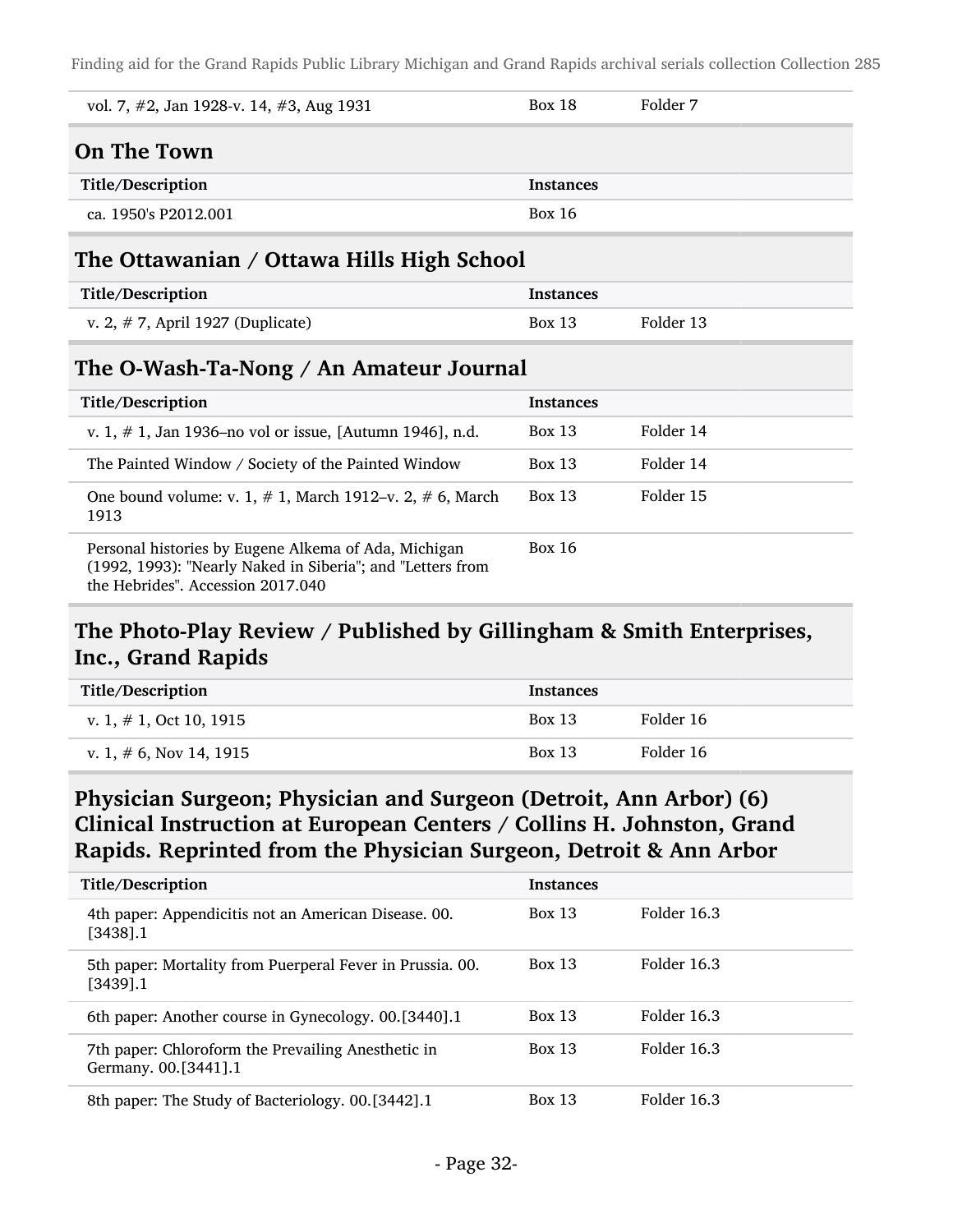| | | |
|---|---|---|
| vol. 7, #2, Jan 1928-v. 14, #3, Aug 1931 | Box 18 | Folder 7 |

## On The Town

| Title/Description | Instances | |
|---|---|---|
| ca. 1950's P2012.001 | Box 16 | |

## The Ottawanian / Ottawa Hills High School

| Title/Description | Instances | |
|---|---|---|
| v. 2, # 7, April 1927 (Duplicate) | Box 13 | Folder 13 |

## The O-Wash-Ta-Nong / An Amateur Journal

| Title/Description | Instances | |
|---|---|---|
| v. 1, # 1, Jan 1936–no vol or issue, [Autumn 1946], n.d. | Box 13 | Folder 14 |
| The Painted Window / Society of the Painted Window | Box 13 | Folder 14 |
| One bound volume: v. 1, # 1, March 1912–v. 2, # 6, March 1913 | Box 13 | Folder 15 |
| Personal histories by Eugene Alkema of Ada, Michigan (1992, 1993): "Nearly Naked in Siberia"; and "Letters from the Hebrides". Accession 2017.040 | Box 16 | |

## The Photo-Play Review / Published by Gillingham & Smith Enterprises, Inc., Grand Rapids

| Title/Description | Instances | |
|---|---|---|
| v. 1, # 1, Oct 10, 1915 | Box 13 | Folder 16 |
| v. 1, # 6, Nov 14, 1915 | Box 13 | Folder 16 |

## Physician Surgeon; Physician and Surgeon (Detroit, Ann Arbor) (6) Clinical Instruction at European Centers / Collins H. Johnston, Grand Rapids. Reprinted from the Physician Surgeon, Detroit & Ann Arbor

| Title/Description | Instances | |
|---|---|---|
| 4th paper: Appendicitis not an American Disease. 00.[3438].1 | Box 13 | Folder 16.3 |
| 5th paper: Mortality from Puerperal Fever in Prussia. 00.[3439].1 | Box 13 | Folder 16.3 |
| 6th paper: Another course in Gynecology. 00.[3440].1 | Box 13 | Folder 16.3 |
| 7th paper: Chloroform the Prevailing Anesthetic in Germany. 00.[3441].1 | Box 13 | Folder 16.3 |
| 8th paper: The Study of Bacteriology. 00.[3442].1 | Box 13 | Folder 16.3 |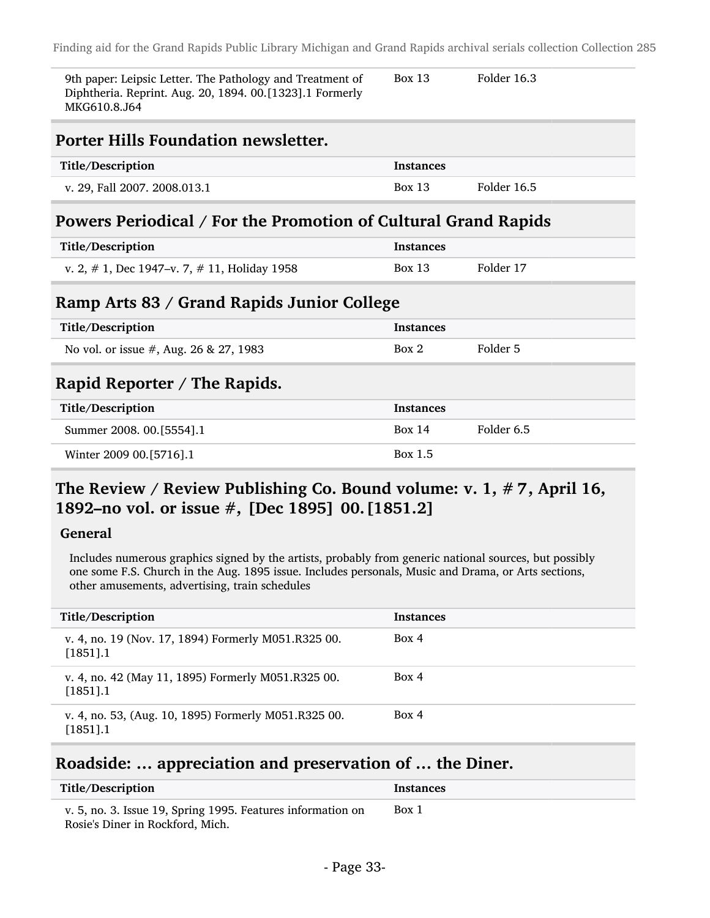| | | |
|---|---|---|
| 9th paper: Leipsic Letter. The Pathology and Treatment of Diphtheria. Reprint. Aug. 20, 1894. 00.[1323].1 Formerly MKG610.8.J64 | Box 13 | Folder 16.3 |

## Porter Hills Foundation newsletter.

| Title/Description | Instances | |
|---|---|---|
| v. 29, Fall 2007. 2008.013.1 | Box 13 | Folder 16.5 |

## Powers Periodical / For the Promotion of Cultural Grand Rapids

| Title/Description | Instances | |
|---|---|---|
| v. 2, # 1, Dec 1947–v. 7, # 11, Holiday 1958 | Box 13 | Folder 17 |

## Ramp Arts 83 / Grand Rapids Junior College

| Title/Description | Instances | |
|---|---|---|
| No vol. or issue #, Aug. 26 & 27, 1983 | Box 2 | Folder 5 |

## Rapid Reporter / The Rapids.

| Title/Description | Instances | |
|---|---|---|
| Summer 2008. 00.[5554].1 | Box 14 | Folder 6.5 |
| Winter 2009 00.[5716].1 | Box 1.5 | |

## The Review / Review Publishing Co. Bound volume: v. 1, # 7, April 16, 1892–no vol. or issue #, [Dec 1895] 00. [1851.2]

### General

Includes numerous graphics signed by the artists, probably from generic national sources, but possibly one some F.S. Church in the Aug. 1895 issue. Includes personals, Music and Drama, or Arts sections, other amusements, advertising, train schedules

| Title/Description | Instances |
|---|---|
| v. 4, no. 19 (Nov. 17, 1894) Formerly M051.R325 00. [1851].1 | Box 4 |
| v. 4, no. 42 (May 11, 1895) Formerly M051.R325 00. [1851].1 | Box 4 |
| v. 4, no. 53, (Aug. 10, 1895) Formerly M051.R325 00. [1851].1 | Box 4 |

## Roadside: ... appreciation and preservation of ... the Diner.

| Title/Description | Instances |
|---|---|
| v. 5, no. 3. Issue 19, Spring 1995. Features information on Rosie's Diner in Rockford, Mich. | Box 1 |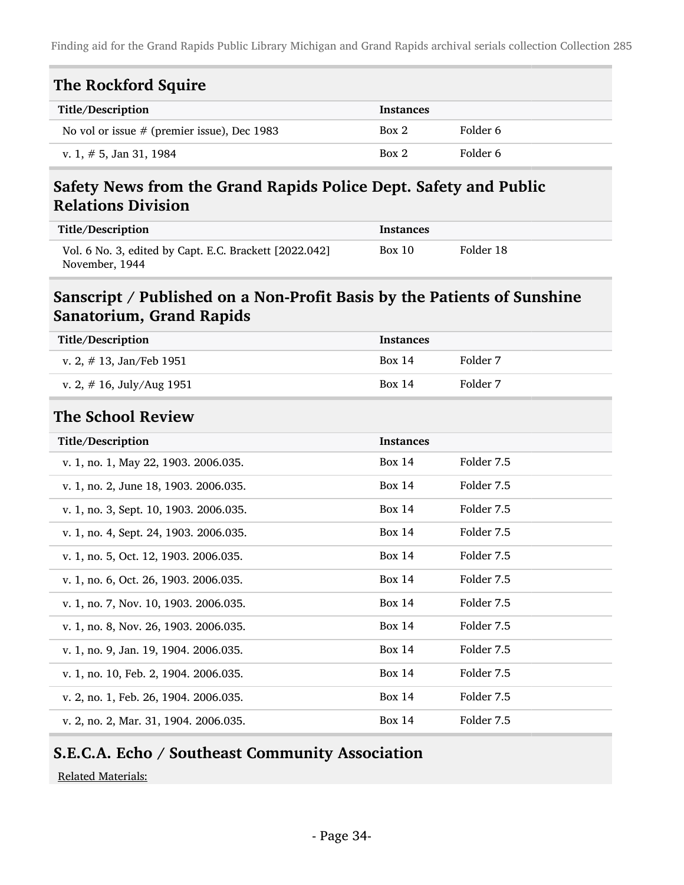## The Rockford Squire

| Title/Description | Instances | |
|---|---|---|
| No vol or issue # (premier issue), Dec 1983 | Box 2 | Folder 6 |
| v. 1, # 5, Jan 31, 1984 | Box 2 | Folder 6 |

## Safety News from the Grand Rapids Police Dept. Safety and Public Relations Division

| Title/Description | Instances | |
|---|---|---|
| Vol. 6 No. 3, edited by Capt. E.C. Brackett [2022.042] November, 1944 | Box 10 | Folder 18 |

## Sanscript / Published on a Non-Profit Basis by the Patients of Sunshine Sanatorium, Grand Rapids

| Title/Description | Instances | |
|---|---|---|
| v. 2, # 13, Jan/Feb 1951 | Box 14 | Folder 7 |
| v. 2, # 16, July/Aug 1951 | Box 14 | Folder 7 |

## The School Review

| Title/Description | Instances | |
|---|---|---|
| v. 1, no. 1, May 22, 1903. 2006.035. | Box 14 | Folder 7.5 |
| v. 1, no. 2, June 18, 1903. 2006.035. | Box 14 | Folder 7.5 |
| v. 1, no. 3, Sept. 10, 1903. 2006.035. | Box 14 | Folder 7.5 |
| v. 1, no. 4, Sept. 24, 1903. 2006.035. | Box 14 | Folder 7.5 |
| v. 1, no. 5, Oct. 12, 1903. 2006.035. | Box 14 | Folder 7.5 |
| v. 1, no. 6, Oct. 26, 1903. 2006.035. | Box 14 | Folder 7.5 |
| v. 1, no. 7, Nov. 10, 1903. 2006.035. | Box 14 | Folder 7.5 |
| v. 1, no. 8, Nov. 26, 1903. 2006.035. | Box 14 | Folder 7.5 |
| v. 1, no. 9, Jan. 19, 1904. 2006.035. | Box 14 | Folder 7.5 |
| v. 1, no. 10, Feb. 2, 1904. 2006.035. | Box 14 | Folder 7.5 |
| v. 2, no. 1, Feb. 26, 1904. 2006.035. | Box 14 | Folder 7.5 |
| v. 2, no. 2, Mar. 31, 1904. 2006.035. | Box 14 | Folder 7.5 |

## S.E.C.A. Echo / Southeast Community Association

Related Materials: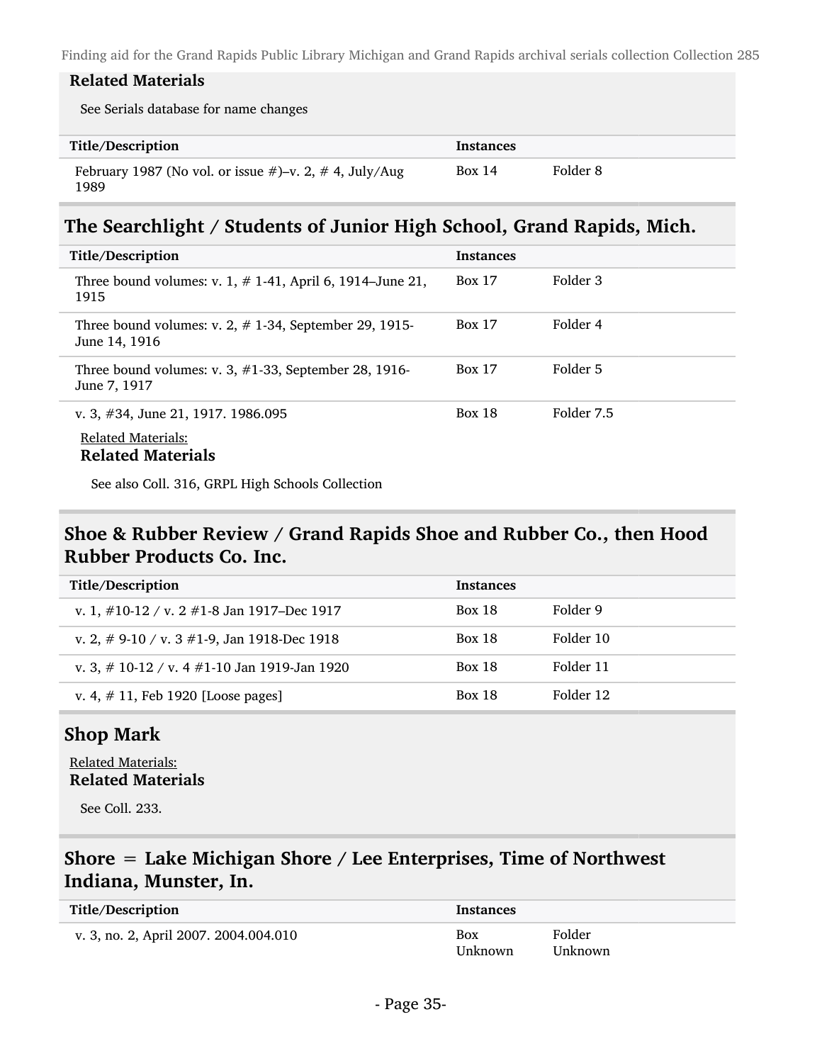**Related Materials**

See Serials database for name changes

| Title/Description | Instances | |
|---|---|---|
| February 1987 (No vol. or issue #)–v. 2, # 4, July/Aug 1989 | Box 14 | Folder 8 |

## The Searchlight / Students of Junior High School, Grand Rapids, Mich.

| Title/Description | Instances | |
|---|---|---|
| Three bound volumes: v. 1, # 1-41, April 6, 1914–June 21, 1915 | Box 17 | Folder 3 |
| Three bound volumes: v. 2, # 1-34, September 29, 1915-June 14, 1916 | Box 17 | Folder 4 |
| Three bound volumes: v. 3, #1-33, September 28, 1916-June 7, 1917 | Box 17 | Folder 5 |
| v. 3, #34, June 21, 1917. 1986.095 | Box 18 | Folder 7.5 |

Related Materials:

**Related Materials**

See also Coll. 316, GRPL High Schools Collection

## Shoe & Rubber Review / Grand Rapids Shoe and Rubber Co., then Hood Rubber Products Co. Inc.

| Title/Description | Instances | |
|---|---|---|
| v. 1, #10-12 / v. 2 #1-8 Jan 1917–Dec 1917 | Box 18 | Folder 9 |
| v. 2, # 9-10 / v. 3 #1-9, Jan 1918-Dec 1918 | Box 18 | Folder 10 |
| v. 3, # 10-12 / v. 4 #1-10 Jan 1919-Jan 1920 | Box 18 | Folder 11 |
| v. 4, # 11, Feb 1920 [Loose pages] | Box 18 | Folder 12 |

## Shop Mark

Related Materials:

**Related Materials**

See Coll. 233.

## Shore = Lake Michigan Shore / Lee Enterprises, Time of Northwest Indiana, Munster, In.

| Title/Description | Instances | |
|---|---|---|
| v. 3, no. 2, April 2007. 2004.004.010 | Box Unknown | Folder Unknown |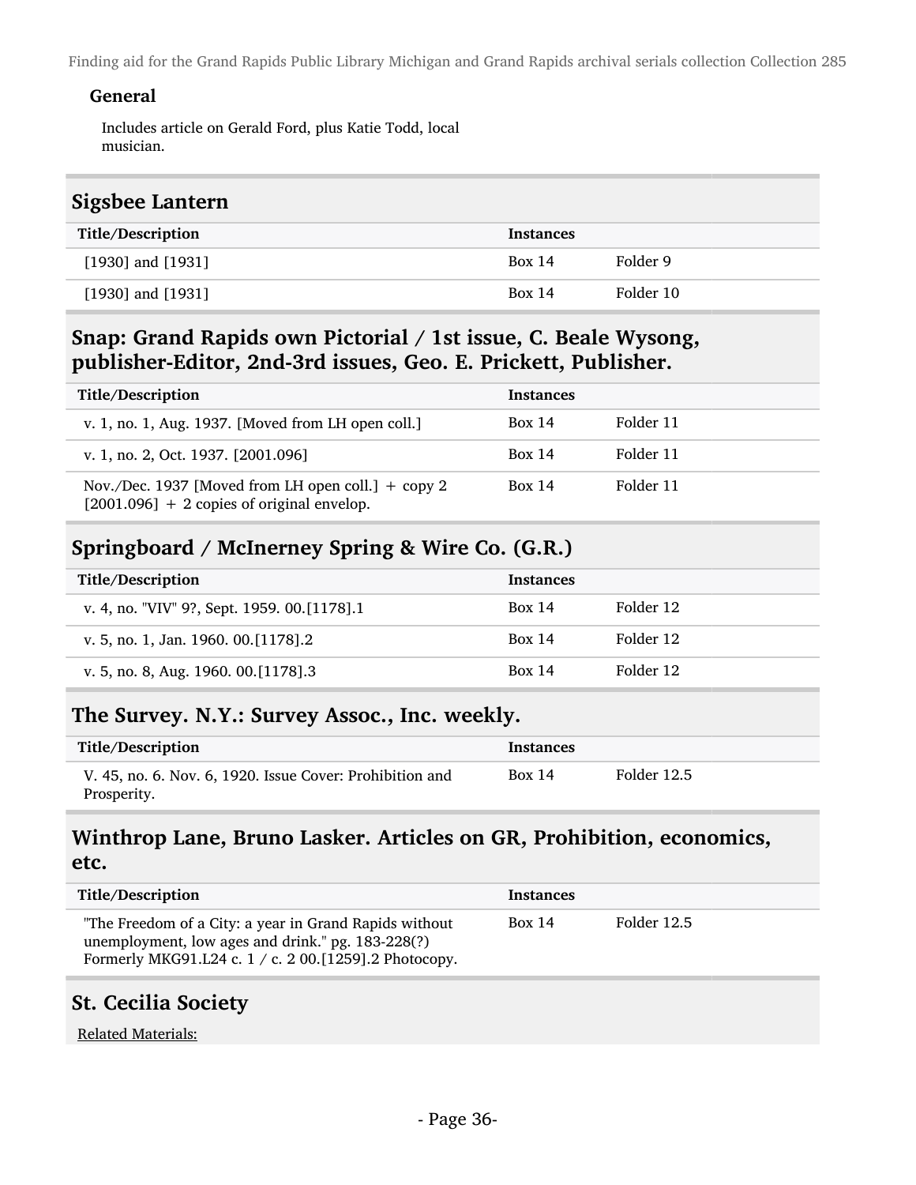**General**

Includes article on Gerald Ford, plus Katie Todd, local musician.

## Sigsbee Lantern

| Title/Description | Instances | |
|---|---|---|
| [1930] and [1931] | Box 14 | Folder 9 |
| [1930] and [1931] | Box 14 | Folder 10 |

## Snap: Grand Rapids own Pictorial / 1st issue, C. Beale Wysong, publisher-Editor, 2nd-3rd issues, Geo. E. Prickett, Publisher.

| Title/Description | Instances | |
|---|---|---|
| v. 1, no. 1, Aug. 1937. [Moved from LH open coll.] | Box 14 | Folder 11 |
| v. 1, no. 2, Oct. 1937. [2001.096] | Box 14 | Folder 11 |
| Nov./Dec. 1937 [Moved from LH open coll.] + copy 2 [2001.096] + 2 copies of original envelop. | Box 14 | Folder 11 |

## Springboard / McInerney Spring & Wire Co. (G.R.)

| Title/Description | Instances | |
|---|---|---|
| v. 4, no. "VIV" 9?, Sept. 1959. 00.[1178].1 | Box 14 | Folder 12 |
| v. 5, no. 1, Jan. 1960. 00.[1178].2 | Box 14 | Folder 12 |
| v. 5, no. 8, Aug. 1960. 00.[1178].3 | Box 14 | Folder 12 |

## The Survey. N.Y.: Survey Assoc., Inc. weekly.

| Title/Description | Instances | |
|---|---|---|
| V. 45, no. 6. Nov. 6, 1920. Issue Cover: Prohibition and Prosperity. | Box 14 | Folder 12.5 |

## Winthrop Lane, Bruno Lasker. Articles on GR, Prohibition, economics, etc.

| Title/Description | Instances | |
|---|---|---|
| "The Freedom of a City: a year in Grand Rapids without unemployment, low ages and drink." pg. 183-228(?) Formerly MKG91.L24 c. 1 / c. 2 00.[1259].2 Photocopy. | Box 14 | Folder 12.5 |

## St. Cecilia Society

Related Materials: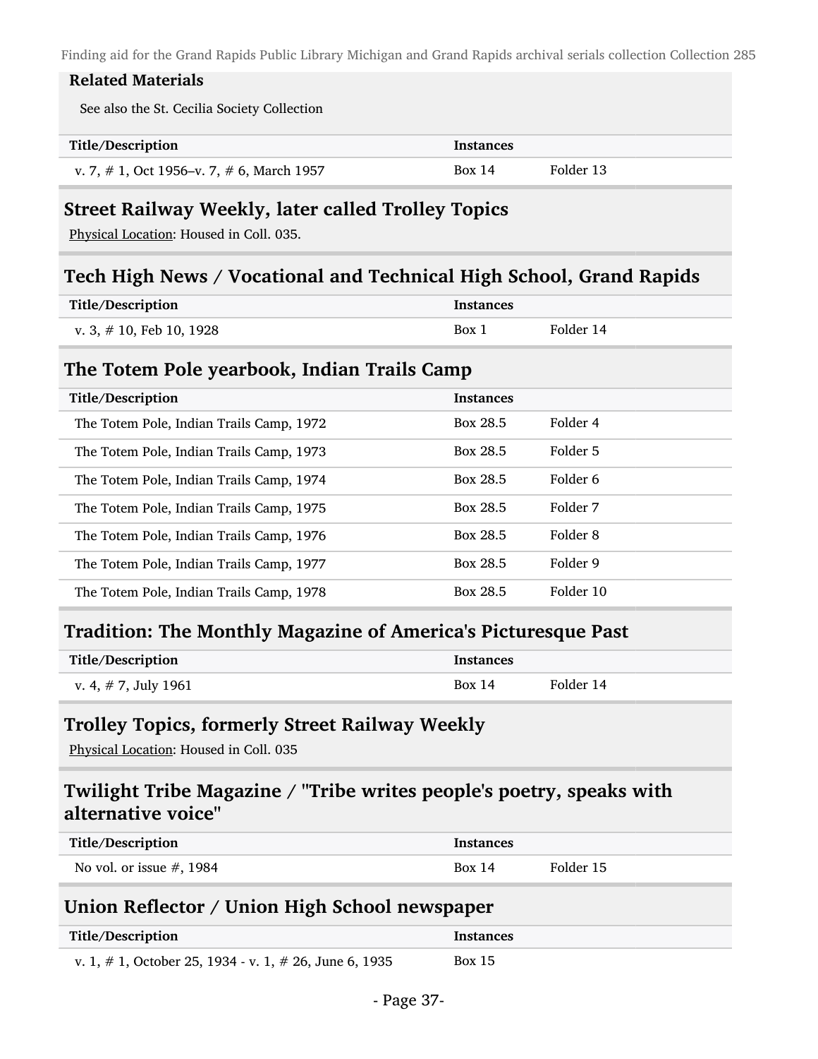**Related Materials**

See also the St. Cecilia Society Collection

| Title/Description | Instances | |
|---|---|---|
| v. 7, # 1, Oct 1956–v. 7, # 6, March 1957 | Box 14 | Folder 13 |

## Street Railway Weekly, later called Trolley Topics

Physical Location: Housed in Coll. 035.

## Tech High News / Vocational and Technical High School, Grand Rapids

| Title/Description | Instances | |
|---|---|---|
| v. 3, # 10, Feb 10, 1928 | Box 1 | Folder 14 |

## The Totem Pole yearbook, Indian Trails Camp

| Title/Description | Instances | |
|---|---|---|
| The Totem Pole, Indian Trails Camp, 1972 | Box 28.5 | Folder 4 |
| The Totem Pole, Indian Trails Camp, 1973 | Box 28.5 | Folder 5 |
| The Totem Pole, Indian Trails Camp, 1974 | Box 28.5 | Folder 6 |
| The Totem Pole, Indian Trails Camp, 1975 | Box 28.5 | Folder 7 |
| The Totem Pole, Indian Trails Camp, 1976 | Box 28.5 | Folder 8 |
| The Totem Pole, Indian Trails Camp, 1977 | Box 28.5 | Folder 9 |
| The Totem Pole, Indian Trails Camp, 1978 | Box 28.5 | Folder 10 |

## Tradition: The Monthly Magazine of America's Picturesque Past

| Title/Description | Instances | |
|---|---|---|
| v. 4, # 7, July 1961 | Box 14 | Folder 14 |

## Trolley Topics, formerly Street Railway Weekly

Physical Location: Housed in Coll. 035

## Twilight Tribe Magazine / "Tribe writes people's poetry, speaks with alternative voice"

| Title/Description | Instances | |
|---|---|---|
| No vol. or issue #, 1984 | Box 14 | Folder 15 |

## Union Reflector / Union High School newspaper

| Title/Description | Instances | |
|---|---|---|
| v. 1, # 1, October 25, 1934 - v. 1, # 26, June 6, 1935 | Box 15 | |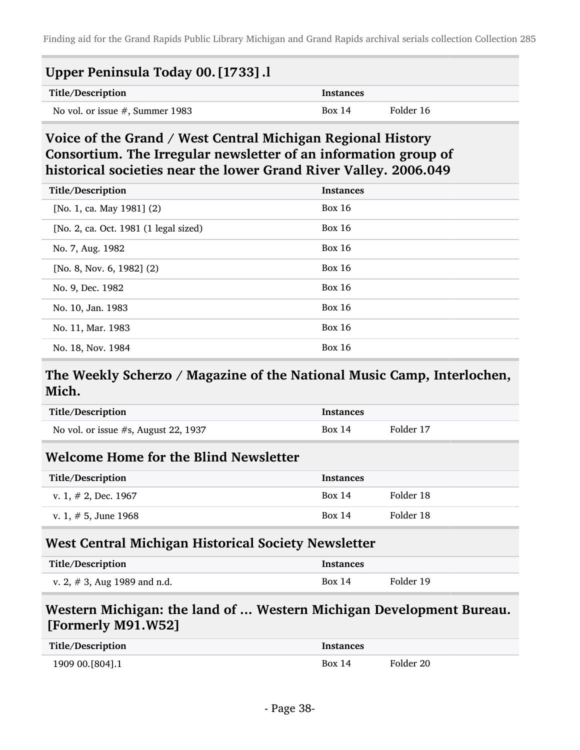## Upper Peninsula Today 00. [1733] .l

| Title/Description | Instances | |
|---|---|---|
| No vol. or issue #, Summer 1983 | Box 14 | Folder 16 |

## Voice of the Grand / West Central Michigan Regional History Consortium. The Irregular newsletter of an information group of historical societies near the lower Grand River Valley. 2006.049

| Title/Description | Instances |
|---|---|
| [No. 1, ca. May 1981] (2) | Box 16 |
| [No. 2, ca. Oct. 1981 (1 legal sized) | Box 16 |
| No. 7, Aug. 1982 | Box 16 |
| [No. 8, Nov. 6, 1982] (2) | Box 16 |
| No. 9, Dec. 1982 | Box 16 |
| No. 10, Jan. 1983 | Box 16 |
| No. 11, Mar. 1983 | Box 16 |
| No. 18, Nov. 1984 | Box 16 |

## The Weekly Scherzo / Magazine of the National Music Camp, Interlochen, Mich.

| Title/Description | Instances | |
|---|---|---|
| No vol. or issue #s, August 22, 1937 | Box 14 | Folder 17 |

## Welcome Home for the Blind Newsletter

| Title/Description | Instances | |
|---|---|---|
| v. 1, # 2, Dec. 1967 | Box 14 | Folder 18 |
| v. 1, # 5, June 1968 | Box 14 | Folder 18 |

## West Central Michigan Historical Society Newsletter

| Title/Description | Instances | |
|---|---|---|
| v. 2, # 3, Aug 1989 and n.d. | Box 14 | Folder 19 |

## Western Michigan: the land of ... Western Michigan Development Bureau. [Formerly M91.W52]

| Title/Description | Instances | |
|---|---|---|
| 1909 00.[804].1 | Box 14 | Folder 20 |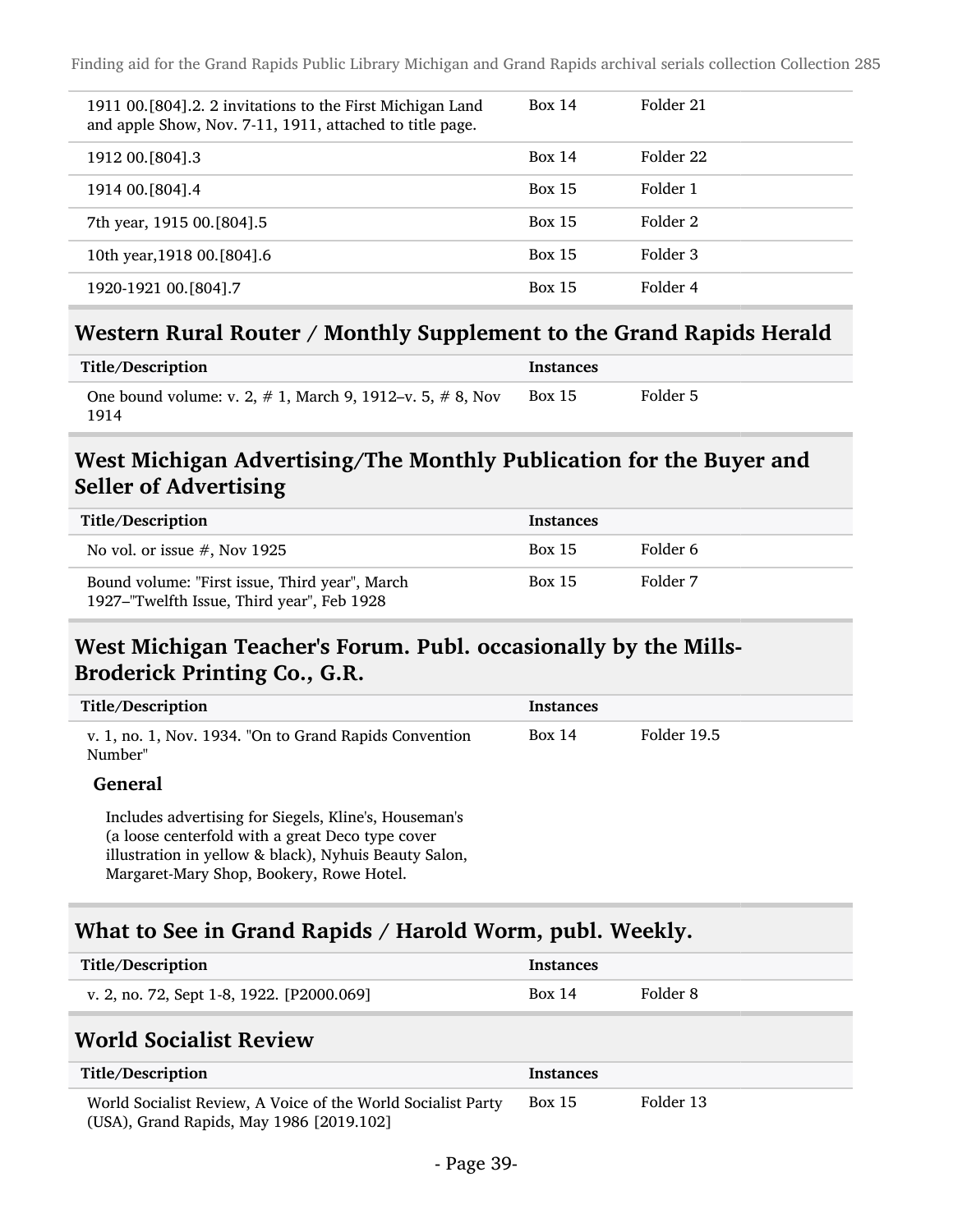| | | |
|---|---|---|
| 1911 00.[804].2. 2 invitations to the First Michigan Land and apple Show, Nov. 7-11, 1911, attached to title page. | Box 14 | Folder 21 |
| 1912 00.[804].3 | Box 14 | Folder 22 |
| 1914 00.[804].4 | Box 15 | Folder 1 |
| 7th year, 1915 00.[804].5 | Box 15 | Folder 2 |
| 10th year,1918 00.[804].6 | Box 15 | Folder 3 |
| 1920-1921 00.[804].7 | Box 15 | Folder 4 |

## Western Rural Router / Monthly Supplement to the Grand Rapids Herald

| Title/Description | Instances | |
|---|---|---|
| One bound volume: v. 2, # 1, March 9, 1912–v. 5, # 8, Nov 1914 | Box 15 | Folder 5 |

## West Michigan Advertising/The Monthly Publication for the Buyer and Seller of Advertising

| Title/Description | Instances | |
|---|---|---|
| No vol. or issue #, Nov 1925 | Box 15 | Folder 6 |
| Bound volume: "First issue, Third year", March 1927–"Twelfth Issue, Third year", Feb 1928 | Box 15 | Folder 7 |

## West Michigan Teacher's Forum. Publ. occasionally by the Mills-Broderick Printing Co., G.R.

| Title/Description | Instances | |
|---|---|---|
| v. 1, no. 1, Nov. 1934. "On to Grand Rapids Convention Number" | Box 14 | Folder 19.5 |

**General**

Includes advertising for Siegels, Kline's, Houseman's (a loose centerfold with a great Deco type cover illustration in yellow & black), Nyhuis Beauty Salon, Margaret-Mary Shop, Bookery, Rowe Hotel.

## What to See in Grand Rapids / Harold Worm, publ. Weekly.

| Title/Description | Instances | |
|---|---|---|
| v. 2, no. 72, Sept 1-8, 1922. [P2000.069] | Box 14 | Folder 8 |

## World Socialist Review

| Title/Description | Instances | |
|---|---|---|
| World Socialist Review, A Voice of the World Socialist Party (USA), Grand Rapids, May 1986 [2019.102] | Box 15 | Folder 13 |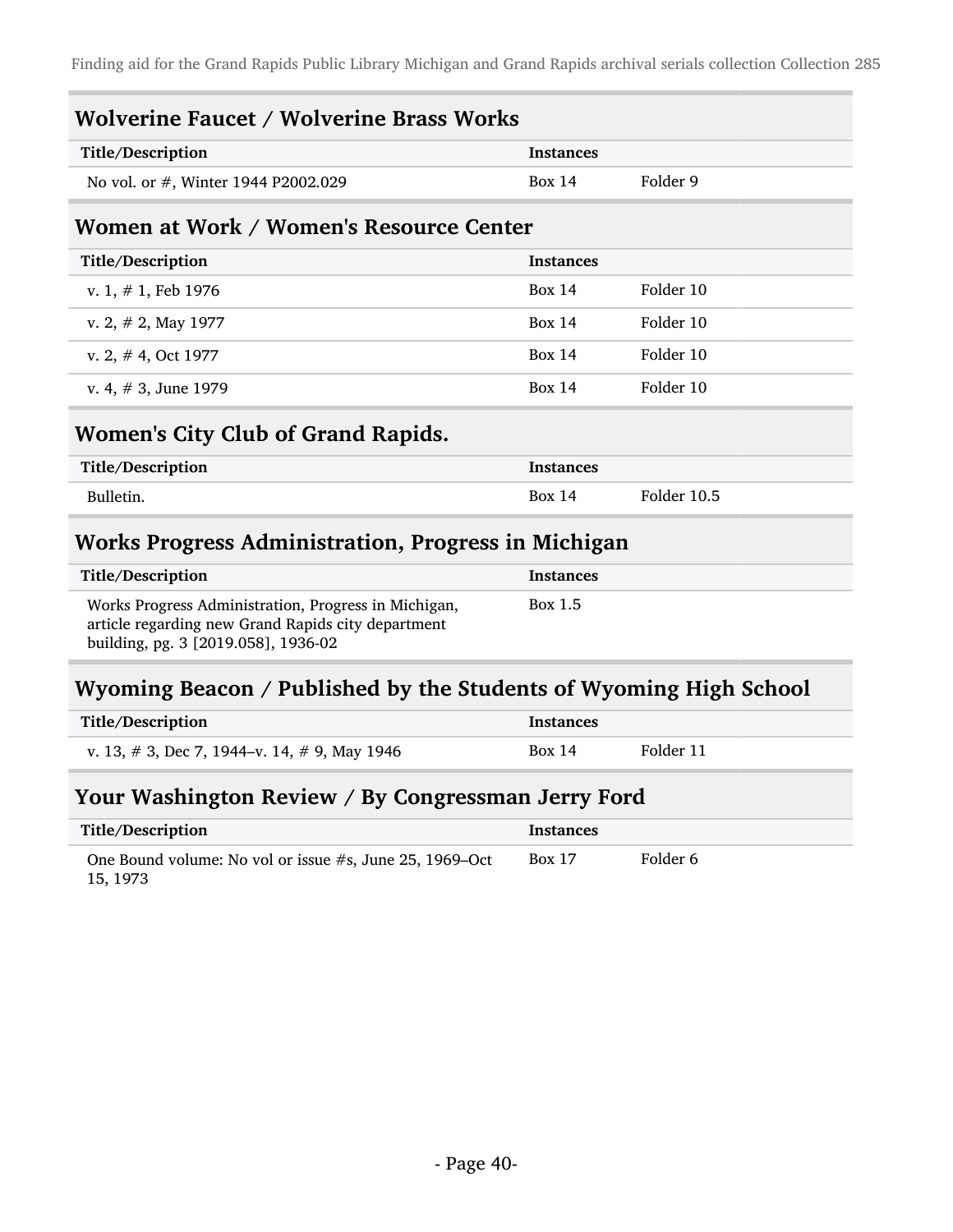## Wolverine Faucet / Wolverine Brass Works

| Title/Description | Instances | |
|---|---|---|
| No vol. or #, Winter 1944 P2002.029 | Box 14 | Folder 9 |

## Women at Work / Women's Resource Center

| Title/Description | Instances | |
|---|---|---|
| v. 1, # 1, Feb 1976 | Box 14 | Folder 10 |
| v. 2, # 2, May 1977 | Box 14 | Folder 10 |
| v. 2, # 4, Oct 1977 | Box 14 | Folder 10 |
| v. 4, # 3, June 1979 | Box 14 | Folder 10 |

## Women's City Club of Grand Rapids.

| Title/Description | Instances | |
|---|---|---|
| Bulletin. | Box 14 | Folder 10.5 |

## Works Progress Administration, Progress in Michigan

| Title/Description | Instances | |
|---|---|---|
| Works Progress Administration, Progress in Michigan, article regarding new Grand Rapids city department building, pg. 3 [2019.058], 1936-02 | Box 1.5 | |

## Wyoming Beacon / Published by the Students of Wyoming High School

| Title/Description | Instances | |
|---|---|---|
| v. 13, # 3, Dec 7, 1944–v. 14, # 9, May 1946 | Box 14 | Folder 11 |

## Your Washington Review / By Congressman Jerry Ford

| Title/Description | Instances | |
|---|---|---|
| One Bound volume: No vol or issue #s, June 25, 1969–Oct 15, 1973 | Box 17 | Folder 6 |